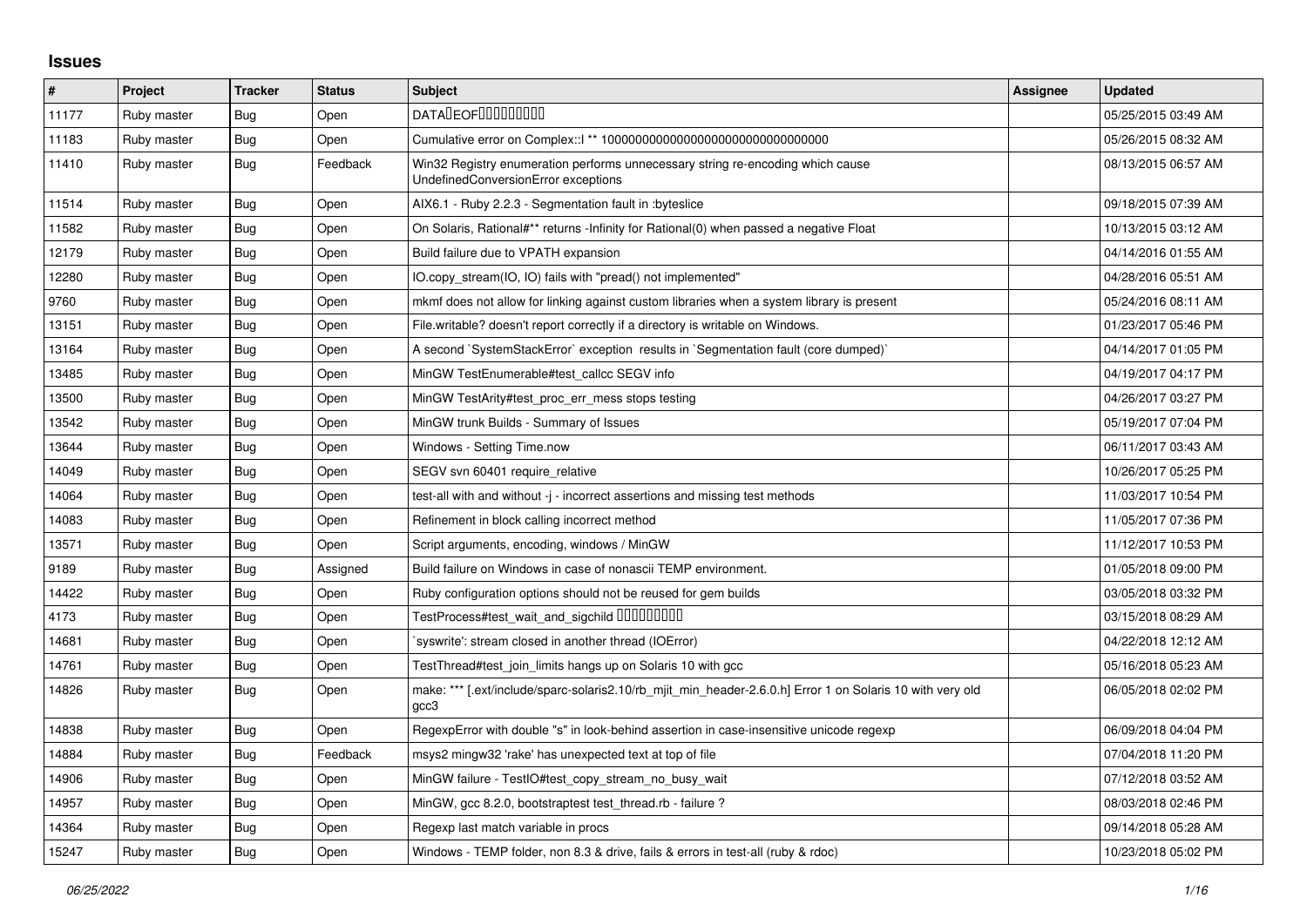## Issues

| # | Project | Tracker | Status | Subject | Assignee | Updated |
|---|---|---|---|---|---|---|
| 11177 | Ruby master | Bug | Open | DATA□EOF□□□□□□□□□ | | 05/25/2015 03:49 AM |
| 11183 | Ruby master | Bug | Open | Cumulative error on Complex::I ** 100000000000000000000000000000000 | | 05/26/2015 08:32 AM |
| 11410 | Ruby master | Bug | Feedback | Win32 Registry enumeration performs unnecessary string re-encoding which cause UndefinedConversionError exceptions | | 08/13/2015 06:57 AM |
| 11514 | Ruby master | Bug | Open | AIX6.1 - Ruby 2.2.3 - Segmentation fault in :byteslice | | 09/18/2015 07:39 AM |
| 11582 | Ruby master | Bug | Open | On Solaris, Rational#** returns -Infinity for Rational(0) when passed a negative Float | | 10/13/2015 03:12 AM |
| 12179 | Ruby master | Bug | Open | Build failure due to VPATH expansion | | 04/14/2016 01:55 AM |
| 12280 | Ruby master | Bug | Open | IO.copy_stream(IO, IO) fails with "pread() not implemented" | | 04/28/2016 05:51 AM |
| 9760 | Ruby master | Bug | Open | mkmf does not allow for linking against custom libraries when a system library is present | | 05/24/2016 08:11 AM |
| 13151 | Ruby master | Bug | Open | File.writable? doesn't report correctly if a directory is writable on Windows. | | 01/23/2017 05:46 PM |
| 13164 | Ruby master | Bug | Open | A second `SystemStackError` exception results in `Segmentation fault (core dumped)` | | 04/14/2017 01:05 PM |
| 13485 | Ruby master | Bug | Open | MinGW TestEnumerable#test_callcc SEGV info | | 04/19/2017 04:17 PM |
| 13500 | Ruby master | Bug | Open | MinGW TestArity#test_proc_err_mess stops testing | | 04/26/2017 03:27 PM |
| 13542 | Ruby master | Bug | Open | MinGW trunk Builds - Summary of Issues | | 05/19/2017 07:04 PM |
| 13644 | Ruby master | Bug | Open | Windows - Setting Time.now | | 06/11/2017 03:43 AM |
| 14049 | Ruby master | Bug | Open | SEGV svn 60401 require_relative | | 10/26/2017 05:25 PM |
| 14064 | Ruby master | Bug | Open | test-all with and without -j - incorrect assertions and missing test methods | | 11/03/2017 10:54 PM |
| 14083 | Ruby master | Bug | Open | Refinement in block calling incorrect method | | 11/05/2017 07:36 PM |
| 13571 | Ruby master | Bug | Open | Script arguments, encoding, windows / MinGW | | 11/12/2017 10:53 PM |
| 9189 | Ruby master | Bug | Assigned | Build failure on Windows in case of nonascii TEMP environment. | | 01/05/2018 09:00 PM |
| 14422 | Ruby master | Bug | Open | Ruby configuration options should not be reused for gem builds | | 03/05/2018 03:32 PM |
| 4173 | Ruby master | Bug | Open | TestProcess#test_wait_and_sigchild □□□□□□□□□□ | | 03/15/2018 08:29 AM |
| 14681 | Ruby master | Bug | Open | `syswrite': stream closed in another thread (IOError) | | 04/22/2018 12:12 AM |
| 14761 | Ruby master | Bug | Open | TestThread#test_join_limits hangs up on Solaris 10 with gcc | | 05/16/2018 05:23 AM |
| 14826 | Ruby master | Bug | Open | make: *** [.ext/include/sparc-solaris2.10/rb_mjit_min_header-2.6.0.h] Error 1 on Solaris 10 with very old gcc3 | | 06/05/2018 02:02 PM |
| 14838 | Ruby master | Bug | Open | RegexpError with double "s" in look-behind assertion in case-insensitive unicode regexp | | 06/09/2018 04:04 PM |
| 14884 | Ruby master | Bug | Feedback | msys2 mingw32 'rake' has unexpected text at top of file | | 07/04/2018 11:20 PM |
| 14906 | Ruby master | Bug | Open | MinGW failure - TestIO#test_copy_stream_no_busy_wait | | 07/12/2018 03:52 AM |
| 14957 | Ruby master | Bug | Open | MinGW, gcc 8.2.0, bootstraptest test_thread.rb - failure ? | | 08/03/2018 02:46 PM |
| 14364 | Ruby master | Bug | Open | Regexp last match variable in procs | | 09/14/2018 05:28 AM |
| 15247 | Ruby master | Bug | Open | Windows - TEMP folder, non 8.3 & drive, fails & errors in test-all (ruby & rdoc) | | 10/23/2018 05:02 PM |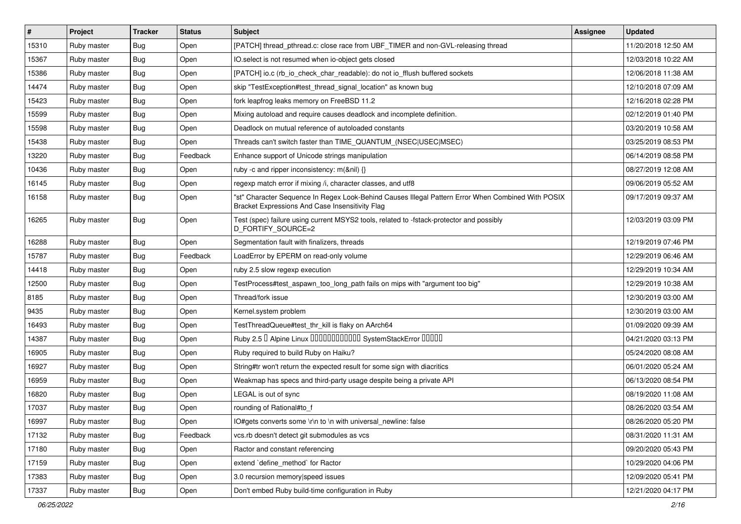| # | Project | Tracker | Status | Subject | Assignee | Updated |
|---|---|---|---|---|---|---|
| 15310 | Ruby master | Bug | Open | [PATCH] thread_pthread.c: close race from UBF_TIMER and non-GVL-releasing thread | | 11/20/2018 12:50 AM |
| 15367 | Ruby master | Bug | Open | IO.select is not resumed when io-object gets closed | | 12/03/2018 10:22 AM |
| 15386 | Ruby master | Bug | Open | [PATCH] io.c (rb_io_check_char_readable): do not io_fflush buffered sockets | | 12/06/2018 11:38 AM |
| 14474 | Ruby master | Bug | Open | skip "TestException#test_thread_signal_location" as known bug | | 12/10/2018 07:09 AM |
| 15423 | Ruby master | Bug | Open | fork leapfrog leaks memory on FreeBSD 11.2 | | 12/16/2018 02:28 PM |
| 15599 | Ruby master | Bug | Open | Mixing autoload and require causes deadlock and incomplete definition. | | 02/12/2019 01:40 PM |
| 15598 | Ruby master | Bug | Open | Deadlock on mutual reference of autoloaded constants | | 03/20/2019 10:58 AM |
| 15438 | Ruby master | Bug | Open | Threads can't switch faster than TIME_QUANTUM_(NSEC\|USEC\|MSEC) | | 03/25/2019 08:53 PM |
| 13220 | Ruby master | Bug | Feedback | Enhance support of Unicode strings manipulation | | 06/14/2019 08:58 PM |
| 10436 | Ruby master | Bug | Open | ruby -c and ripper inconsistency: m(&nil) {} | | 08/27/2019 12:08 AM |
| 16145 | Ruby master | Bug | Open | regexp match error if mixing /i, character classes, and utf8 | | 09/06/2019 05:52 AM |
| 16158 | Ruby master | Bug | Open | "st" Character Sequence In Regex Look-Behind Causes Illegal Pattern Error When Combined With POSIX Bracket Expressions And Case Insensitivity Flag | | 09/17/2019 09:37 AM |
| 16265 | Ruby master | Bug | Open | Test (spec) failure using current MSYS2 tools, related to -fstack-protector and possibly D_FORTIFY_SOURCE=2 | | 12/03/2019 03:09 PM |
| 16288 | Ruby master | Bug | Open | Segmentation fault with finalizers, threads | | 12/19/2019 07:46 PM |
| 15787 | Ruby master | Bug | Feedback | LoadError by EPERM on read-only volume | | 12/29/2019 06:46 AM |
| 14418 | Ruby master | Bug | Open | ruby 2.5 slow regexp execution | | 12/29/2019 10:34 AM |
| 12500 | Ruby master | Bug | Open | TestProcess#test_aspawn_too_long_path fails on mips with "argument too big" | | 12/29/2019 10:38 AM |
| 8185 | Ruby master | Bug | Open | Thread/fork issue | | 12/30/2019 03:00 AM |
| 9435 | Ruby master | Bug | Open | Kernel.system problem | | 12/30/2019 03:00 AM |
| 16493 | Ruby master | Bug | Open | TestThreadQueue#test_thr_kill is flaky on AArch64 | | 01/09/2020 09:39 AM |
| 14387 | Ruby master | Bug | Open | Ruby 2.5 � Alpine Linux ������������ SystemStackError ����� | | 04/21/2020 03:13 PM |
| 16905 | Ruby master | Bug | Open | Ruby required to build Ruby on Haiku? | | 05/24/2020 08:08 AM |
| 16927 | Ruby master | Bug | Open | String#tr won't return the expected result for some sign with diacritics | | 06/01/2020 05:24 AM |
| 16959 | Ruby master | Bug | Open | Weakmap has specs and third-party usage despite being a private API | | 06/13/2020 08:54 PM |
| 16820 | Ruby master | Bug | Open | LEGAL is out of sync | | 08/19/2020 11:08 AM |
| 17037 | Ruby master | Bug | Open | rounding of Rational#to_f | | 08/26/2020 03:54 AM |
| 16997 | Ruby master | Bug | Open | IO#gets converts some \r\n to \n with universal_newline: false | | 08/26/2020 05:20 PM |
| 17132 | Ruby master | Bug | Feedback | vcs.rb doesn't detect git submodules as vcs | | 08/31/2020 11:31 AM |
| 17180 | Ruby master | Bug | Open | Ractor and constant referencing | | 09/20/2020 05:43 PM |
| 17159 | Ruby master | Bug | Open | extend `define_method` for Ractor | | 10/29/2020 04:06 PM |
| 17383 | Ruby master | Bug | Open | 3.0 recursion memory\|speed issues | | 12/09/2020 05:41 PM |
| 17337 | Ruby master | Bug | Open | Don't embed Ruby build-time configuration in Ruby | | 12/21/2020 04:17 PM |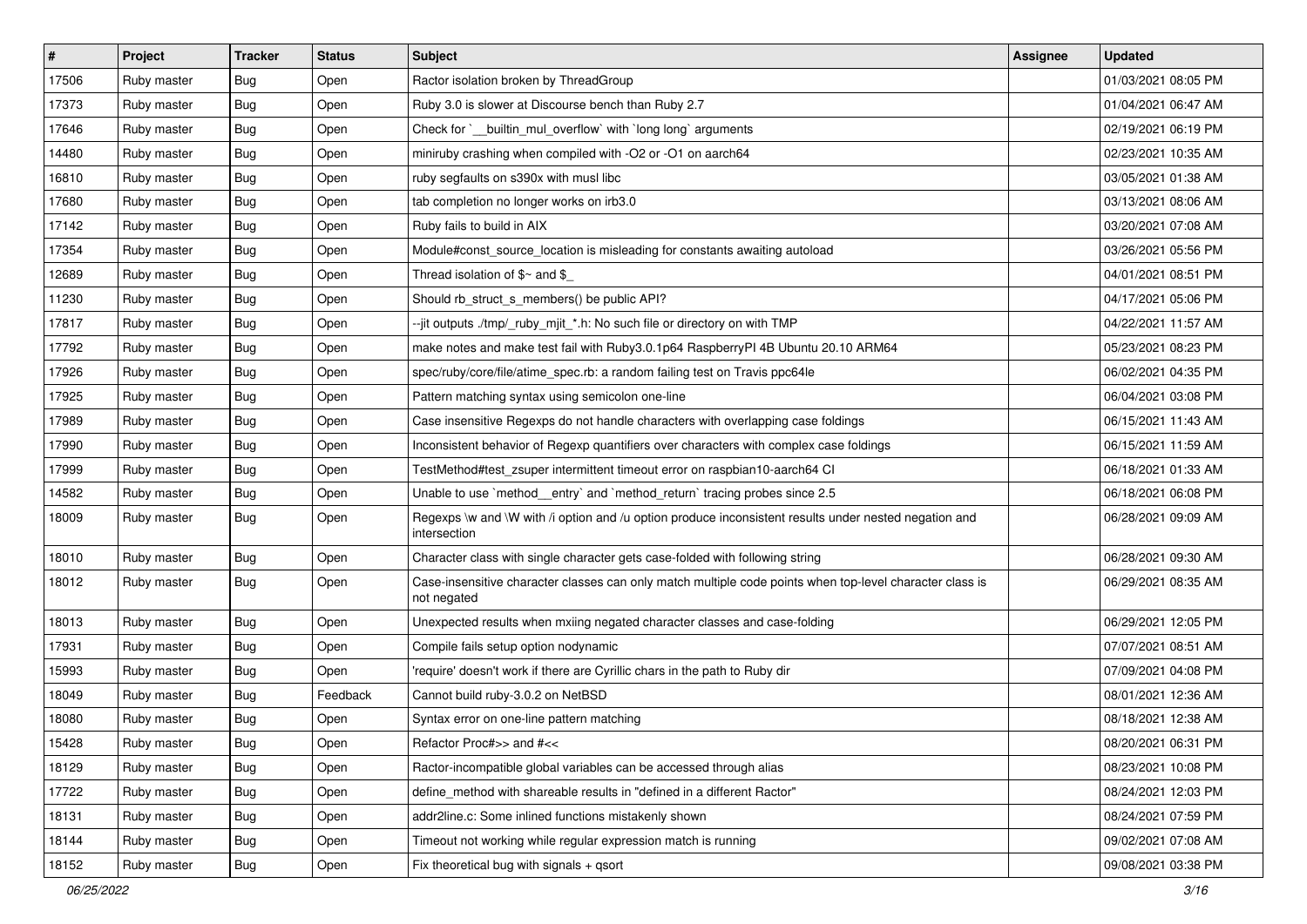| # | Project | Tracker | Status | Subject | Assignee | Updated |
|---|---|---|---|---|---|---|
| 17506 | Ruby master | Bug | Open | Ractor isolation broken by ThreadGroup | | 01/03/2021 08:05 PM |
| 17373 | Ruby master | Bug | Open | Ruby 3.0 is slower at Discourse bench than Ruby 2.7 | | 01/04/2021 06:47 AM |
| 17646 | Ruby master | Bug | Open | Check for `__builtin_mul_overflow` with `long long` arguments | | 02/19/2021 06:19 PM |
| 14480 | Ruby master | Bug | Open | miniruby crashing when compiled with -O2 or -O1 on aarch64 | | 02/23/2021 10:35 AM |
| 16810 | Ruby master | Bug | Open | ruby segfaults on s390x with musl libc | | 03/05/2021 01:38 AM |
| 17680 | Ruby master | Bug | Open | tab completion no longer works on irb3.0 | | 03/13/2021 08:06 AM |
| 17142 | Ruby master | Bug | Open | Ruby fails to build in AIX | | 03/20/2021 07:08 AM |
| 17354 | Ruby master | Bug | Open | Module#const_source_location is misleading for constants awaiting autoload | | 03/26/2021 05:56 PM |
| 12689 | Ruby master | Bug | Open | Thread isolation of $~ and $_ | | 04/01/2021 08:51 PM |
| 11230 | Ruby master | Bug | Open | Should rb_struct_s_members() be public API? | | 04/17/2021 05:06 PM |
| 17817 | Ruby master | Bug | Open | --jit outputs ./tmp/_ruby_mjit_*.h: No such file or directory on with TMP | | 04/22/2021 11:57 AM |
| 17792 | Ruby master | Bug | Open | make notes and make test fail with Ruby3.0.1p64 RaspberryPI 4B Ubuntu 20.10 ARM64 | | 05/23/2021 08:23 PM |
| 17926 | Ruby master | Bug | Open | spec/ruby/core/file/atime_spec.rb: a random failing test on Travis ppc64le | | 06/02/2021 04:35 PM |
| 17925 | Ruby master | Bug | Open | Pattern matching syntax using semicolon one-line | | 06/04/2021 03:08 PM |
| 17989 | Ruby master | Bug | Open | Case insensitive Regexps do not handle characters with overlapping case foldings | | 06/15/2021 11:43 AM |
| 17990 | Ruby master | Bug | Open | Inconsistent behavior of Regexp quantifiers over characters with complex case foldings | | 06/15/2021 11:59 AM |
| 17999 | Ruby master | Bug | Open | TestMethod#test_zsuper intermittent timeout error on raspbian10-aarch64 CI | | 06/18/2021 01:33 AM |
| 14582 | Ruby master | Bug | Open | Unable to use `method__entry` and `method_return` tracing probes since 2.5 | | 06/18/2021 06:08 PM |
| 18009 | Ruby master | Bug | Open | Regexps \w and \W with /i option and /u option produce inconsistent results under nested negation and intersection | | 06/28/2021 09:09 AM |
| 18010 | Ruby master | Bug | Open | Character class with single character gets case-folded with following string | | 06/28/2021 09:30 AM |
| 18012 | Ruby master | Bug | Open | Case-insensitive character classes can only match multiple code points when top-level character class is not negated | | 06/29/2021 08:35 AM |
| 18013 | Ruby master | Bug | Open | Unexpected results when mxiing negated character classes and case-folding | | 06/29/2021 12:05 PM |
| 17931 | Ruby master | Bug | Open | Compile fails setup option nodynamic | | 07/07/2021 08:51 AM |
| 15993 | Ruby master | Bug | Open | 'require' doesn't work if there are Cyrillic chars in the path to Ruby dir | | 07/09/2021 04:08 PM |
| 18049 | Ruby master | Bug | Feedback | Cannot build ruby-3.0.2 on NetBSD | | 08/01/2021 12:36 AM |
| 18080 | Ruby master | Bug | Open | Syntax error on one-line pattern matching | | 08/18/2021 12:38 AM |
| 15428 | Ruby master | Bug | Open | Refactor Proc#>> and #<< | | 08/20/2021 06:31 PM |
| 18129 | Ruby master | Bug | Open | Ractor-incompatible global variables can be accessed through alias | | 08/23/2021 10:08 PM |
| 17722 | Ruby master | Bug | Open | define_method with shareable results in "defined in a different Ractor" | | 08/24/2021 12:03 PM |
| 18131 | Ruby master | Bug | Open | addr2line.c: Some inlined functions mistakenly shown | | 08/24/2021 07:59 PM |
| 18144 | Ruby master | Bug | Open | Timeout not working while regular expression match is running | | 09/02/2021 07:08 AM |
| 18152 | Ruby master | Bug | Open | Fix theoretical bug with signals + qsort | | 09/08/2021 03:38 PM |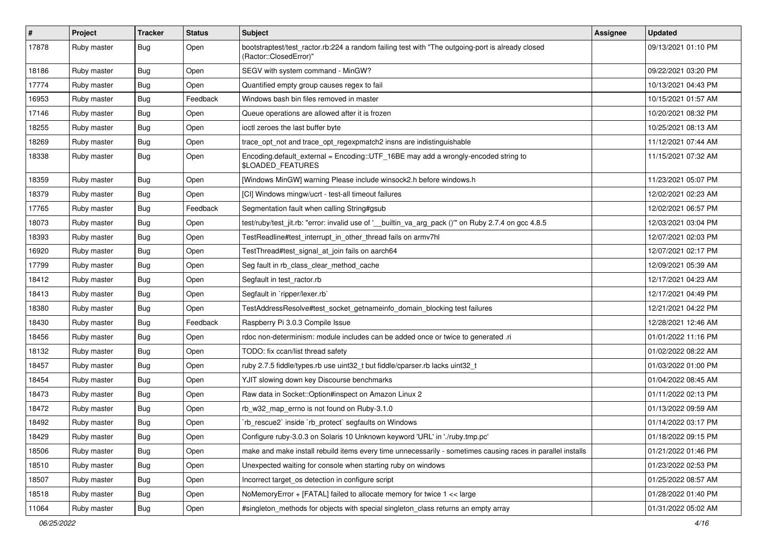| # | Project | Tracker | Status | Subject | Assignee | Updated |
|---|---|---|---|---|---|---|
| 17878 | Ruby master | Bug | Open | bootstraptest/test_ractor.rb:224 a random failing test with "The outgoing-port is already closed (Ractor::ClosedError)" | | 09/13/2021 01:10 PM |
| 18186 | Ruby master | Bug | Open | SEGV with system command - MinGW? | | 09/22/2021 03:20 PM |
| 17774 | Ruby master | Bug | Open | Quantified empty group causes regex to fail | | 10/13/2021 04:43 PM |
| 16953 | Ruby master | Bug | Feedback | Windows bash bin files removed in master | | 10/15/2021 01:57 AM |
| 17146 | Ruby master | Bug | Open | Queue operations are allowed after it is frozen | | 10/20/2021 08:32 PM |
| 18255 | Ruby master | Bug | Open | ioctl zeroes the last buffer byte | | 10/25/2021 08:13 AM |
| 18269 | Ruby master | Bug | Open | trace_opt_not and trace_opt_regexpmatch2 insns are indistinguishable | | 11/12/2021 07:44 AM |
| 18338 | Ruby master | Bug | Open | Encoding.default_external = Encoding::UTF_16BE may add a wrongly-encoded string to $LOADED_FEATURES | | 11/15/2021 07:32 AM |
| 18359 | Ruby master | Bug | Open | [Windows MinGW] warning Please include winsock2.h before windows.h | | 11/23/2021 05:07 PM |
| 18379 | Ruby master | Bug | Open | [CI] Windows mingw/ucrt - test-all timeout failures | | 12/02/2021 02:23 AM |
| 17765 | Ruby master | Bug | Feedback | Segmentation fault when calling String#gsub | | 12/02/2021 06:57 PM |
| 18073 | Ruby master | Bug | Open | test/ruby/test_jit.rb: "error: invalid use of '__builtin_va_arg_pack ()'" on Ruby 2.7.4 on gcc 4.8.5 | | 12/03/2021 03:04 PM |
| 18393 | Ruby master | Bug | Open | TestReadline#test_interrupt_in_other_thread fails on armv7hl | | 12/07/2021 02:03 PM |
| 16920 | Ruby master | Bug | Open | TestThread#test_signal_at_join fails on aarch64 | | 12/07/2021 02:17 PM |
| 17799 | Ruby master | Bug | Open | Seg fault in rb_class_clear_method_cache | | 12/09/2021 05:39 AM |
| 18412 | Ruby master | Bug | Open | Segfault in test_ractor.rb | | 12/17/2021 04:23 AM |
| 18413 | Ruby master | Bug | Open | Segfault in `ripper/lexer.rb` | | 12/17/2021 04:49 PM |
| 18380 | Ruby master | Bug | Open | TestAddressResolve#test_socket_getnameinfo_domain_blocking test failures | | 12/21/2021 04:22 PM |
| 18430 | Ruby master | Bug | Feedback | Raspberry Pi 3.0.3 Compile Issue | | 12/28/2021 12:46 AM |
| 18456 | Ruby master | Bug | Open | rdoc non-determinism: module includes can be added once or twice to generated .ri | | 01/01/2022 11:16 PM |
| 18132 | Ruby master | Bug | Open | TODO: fix ccan/list thread safety | | 01/02/2022 08:22 AM |
| 18457 | Ruby master | Bug | Open | ruby 2.7.5 fiddle/types.rb use uint32_t but fiddle/cparser.rb lacks uint32_t | | 01/03/2022 01:00 PM |
| 18454 | Ruby master | Bug | Open | YJIT slowing down key Discourse benchmarks | | 01/04/2022 08:45 AM |
| 18473 | Ruby master | Bug | Open | Raw data in Socket::Option#inspect on Amazon Linux 2 | | 01/11/2022 02:13 PM |
| 18472 | Ruby master | Bug | Open | rb_w32_map_errno is not found on Ruby-3.1.0 | | 01/13/2022 09:59 AM |
| 18492 | Ruby master | Bug | Open | `rb_rescue2` inside `rb_protect` segfaults on Windows | | 01/14/2022 03:17 PM |
| 18429 | Ruby master | Bug | Open | Configure ruby-3.0.3 on Solaris 10 Unknown keyword 'URL' in './ruby.tmp.pc' | | 01/18/2022 09:15 PM |
| 18506 | Ruby master | Bug | Open | make and make install rebuild items every time unnecessarily - sometimes causing races in parallel installs | | 01/21/2022 01:46 PM |
| 18510 | Ruby master | Bug | Open | Unexpected waiting for console when starting ruby on windows | | 01/23/2022 02:53 PM |
| 18507 | Ruby master | Bug | Open | Incorrect target_os detection in configure script | | 01/25/2022 08:57 AM |
| 18518 | Ruby master | Bug | Open | NoMemoryError + [FATAL] failed to allocate memory for twice 1 << large | | 01/28/2022 01:40 PM |
| 11064 | Ruby master | Bug | Open | #singleton_methods for objects with special singleton_class returns an empty array | | 01/31/2022 05:02 AM |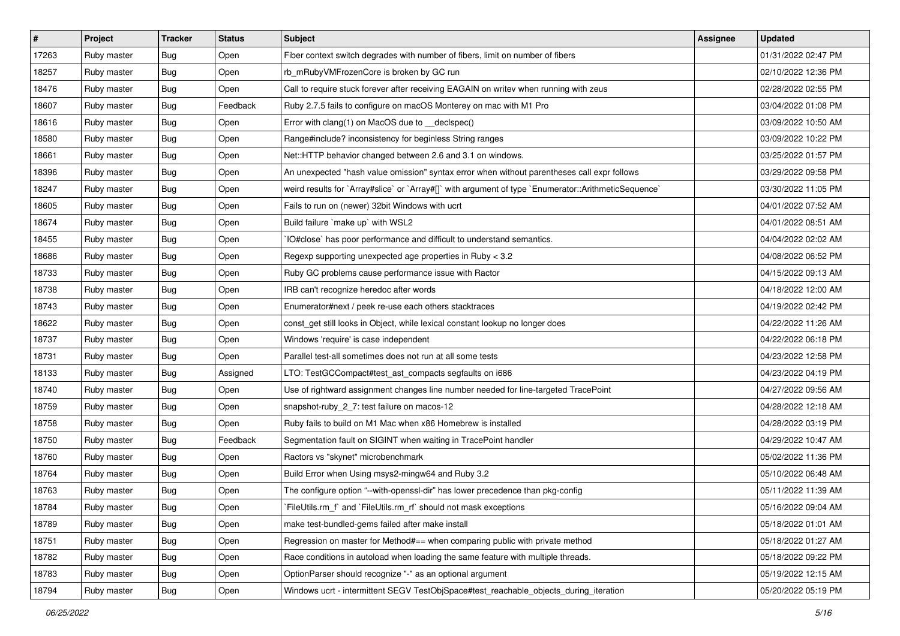| # | Project | Tracker | Status | Subject | Assignee | Updated |
|---|---|---|---|---|---|---|
| 17263 | Ruby master | Bug | Open | Fiber context switch degrades with number of fibers, limit on number of fibers | | 01/31/2022 02:47 PM |
| 18257 | Ruby master | Bug | Open | rb_mRubyVMFrozenCore is broken by GC run | | 02/10/2022 12:36 PM |
| 18476 | Ruby master | Bug | Open | Call to require stuck forever after receiving EAGAIN on writev when running with zeus | | 02/28/2022 02:55 PM |
| 18607 | Ruby master | Bug | Feedback | Ruby 2.7.5 fails to configure on macOS Monterey on mac with M1 Pro | | 03/04/2022 01:08 PM |
| 18616 | Ruby master | Bug | Open | Error with clang(1) on MacOS due to __declspec() | | 03/09/2022 10:50 AM |
| 18580 | Ruby master | Bug | Open | Range#include? inconsistency for beginless String ranges | | 03/09/2022 10:22 PM |
| 18661 | Ruby master | Bug | Open | Net::HTTP behavior changed between 2.6 and 3.1 on windows. | | 03/25/2022 01:57 PM |
| 18396 | Ruby master | Bug | Open | An unexpected "hash value omission" syntax error when without parentheses call expr follows | | 03/29/2022 09:58 PM |
| 18247 | Ruby master | Bug | Open | weird results for `Array#slice` or `Array#[]` with argument of type `Enumerator::ArithmeticSequence` | | 03/30/2022 11:05 PM |
| 18605 | Ruby master | Bug | Open | Fails to run on (newer) 32bit Windows with ucrt | | 04/01/2022 07:52 AM |
| 18674 | Ruby master | Bug | Open | Build failure `make up` with WSL2 | | 04/01/2022 08:51 AM |
| 18455 | Ruby master | Bug | Open | `IO#close` has poor performance and difficult to understand semantics. | | 04/04/2022 02:02 AM |
| 18686 | Ruby master | Bug | Open | Regexp supporting unexpected age properties in Ruby < 3.2 | | 04/08/2022 06:52 PM |
| 18733 | Ruby master | Bug | Open | Ruby GC problems cause performance issue with Ractor | | 04/15/2022 09:13 AM |
| 18738 | Ruby master | Bug | Open | IRB can't recognize heredoc after words | | 04/18/2022 12:00 AM |
| 18743 | Ruby master | Bug | Open | Enumerator#next / peek re-use each others stacktraces | | 04/19/2022 02:42 PM |
| 18622 | Ruby master | Bug | Open | const_get still looks in Object, while lexical constant lookup no longer does | | 04/22/2022 11:26 AM |
| 18737 | Ruby master | Bug | Open | Windows 'require' is case independent | | 04/22/2022 06:18 PM |
| 18731 | Ruby master | Bug | Open | Parallel test-all sometimes does not run at all some tests | | 04/23/2022 12:58 PM |
| 18133 | Ruby master | Bug | Assigned | LTO: TestGCCompact#test_ast_compacts segfaults on i686 | | 04/23/2022 04:19 PM |
| 18740 | Ruby master | Bug | Open | Use of rightward assignment changes line number needed for line-targeted TracePoint | | 04/27/2022 09:56 AM |
| 18759 | Ruby master | Bug | Open | snapshot-ruby_2_7: test failure on macos-12 | | 04/28/2022 12:18 AM |
| 18758 | Ruby master | Bug | Open | Ruby fails to build on M1 Mac when x86 Homebrew is installed | | 04/28/2022 03:19 PM |
| 18750 | Ruby master | Bug | Feedback | Segmentation fault on SIGINT when waiting in TracePoint handler | | 04/29/2022 10:47 AM |
| 18760 | Ruby master | Bug | Open | Ractors vs "skynet" microbenchmark | | 05/02/2022 11:36 PM |
| 18764 | Ruby master | Bug | Open | Build Error when Using msys2-mingw64 and Ruby 3.2 | | 05/10/2022 06:48 AM |
| 18763 | Ruby master | Bug | Open | The configure option "--with-openssl-dir" has lower precedence than pkg-config | | 05/11/2022 11:39 AM |
| 18784 | Ruby master | Bug | Open | `FileUtils.rm_f` and `FileUtils.rm_rf` should not mask exceptions | | 05/16/2022 09:04 AM |
| 18789 | Ruby master | Bug | Open | make test-bundled-gems failed after make install | | 05/18/2022 01:01 AM |
| 18751 | Ruby master | Bug | Open | Regression on master for Method#== when comparing public with private method | | 05/18/2022 01:27 AM |
| 18782 | Ruby master | Bug | Open | Race conditions in autoload when loading the same feature with multiple threads. | | 05/18/2022 09:22 PM |
| 18783 | Ruby master | Bug | Open | OptionParser should recognize "-" as an optional argument | | 05/19/2022 12:15 AM |
| 18794 | Ruby master | Bug | Open | Windows ucrt - intermittent SEGV TestObjSpace#test_reachable_objects_during_iteration | | 05/20/2022 05:19 PM |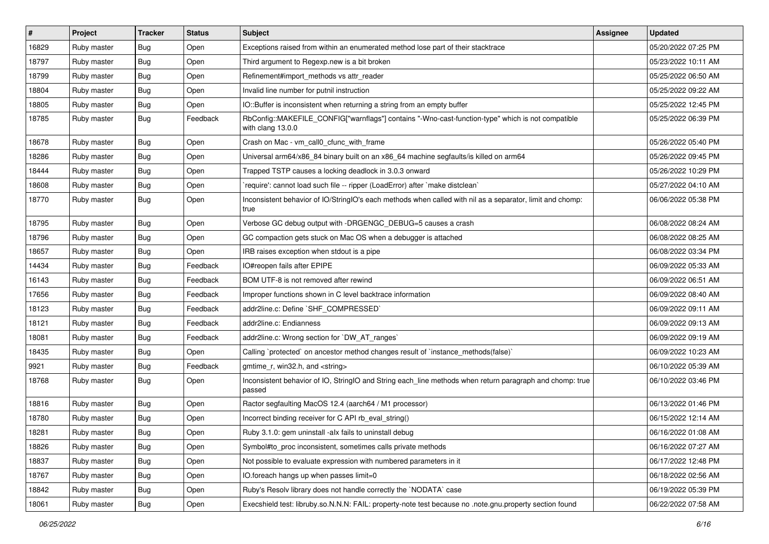| # | Project | Tracker | Status | Subject | Assignee | Updated |
|---|---|---|---|---|---|---|
| 16829 | Ruby master | Bug | Open | Exceptions raised from within an enumerated method lose part of their stacktrace | | 05/20/2022 07:25 PM |
| 18797 | Ruby master | Bug | Open | Third argument to Regexp.new is a bit broken | | 05/23/2022 10:11 AM |
| 18799 | Ruby master | Bug | Open | Refinement#import_methods vs attr_reader | | 05/25/2022 06:50 AM |
| 18804 | Ruby master | Bug | Open | Invalid line number for putnil instruction | | 05/25/2022 09:22 AM |
| 18805 | Ruby master | Bug | Open | IO::Buffer is inconsistent when returning a string from an empty buffer | | 05/25/2022 12:45 PM |
| 18785 | Ruby master | Bug | Feedback | RbConfig::MAKEFILE_CONFIG["warnflags"] contains "-Wno-cast-function-type" which is not compatible with clang 13.0.0 | | 05/25/2022 06:39 PM |
| 18678 | Ruby master | Bug | Open | Crash on Mac - vm_call0_cfunc_with_frame | | 05/26/2022 05:40 PM |
| 18286 | Ruby master | Bug | Open | Universal arm64/x86_84 binary built on an x86_64 machine segfaults/is killed on arm64 | | 05/26/2022 09:45 PM |
| 18444 | Ruby master | Bug | Open | Trapped TSTP causes a locking deadlock in 3.0.3 onward | | 05/26/2022 10:29 PM |
| 18608 | Ruby master | Bug | Open | `require': cannot load such file -- ripper (LoadError) after `make distclean` | | 05/27/2022 04:10 AM |
| 18770 | Ruby master | Bug | Open | Inconsistent behavior of IO/StringIO's each methods when called with nil as a separator, limit and chomp: true | | 06/06/2022 05:38 PM |
| 18795 | Ruby master | Bug | Open | Verbose GC debug output with -DRGENGC_DEBUG=5 causes a crash | | 06/08/2022 08:24 AM |
| 18796 | Ruby master | Bug | Open | GC compaction gets stuck on Mac OS when a debugger is attached | | 06/08/2022 08:25 AM |
| 18657 | Ruby master | Bug | Open | IRB raises exception when stdout is a pipe | | 06/08/2022 03:34 PM |
| 14434 | Ruby master | Bug | Feedback | IO#reopen fails after EPIPE | | 06/09/2022 05:33 AM |
| 16143 | Ruby master | Bug | Feedback | BOM UTF-8 is not removed after rewind | | 06/09/2022 06:51 AM |
| 17656 | Ruby master | Bug | Feedback | Improper functions shown in C level backtrace information | | 06/09/2022 08:40 AM |
| 18123 | Ruby master | Bug | Feedback | addr2line.c: Define `SHF_COMPRESSED` | | 06/09/2022 09:11 AM |
| 18121 | Ruby master | Bug | Feedback | addr2line.c: Endianness | | 06/09/2022 09:13 AM |
| 18081 | Ruby master | Bug | Feedback | addr2line.c: Wrong section for `DW_AT_ranges` | | 06/09/2022 09:19 AM |
| 18435 | Ruby master | Bug | Open | Calling `protected` on ancestor method changes result of `instance_methods(false)` | | 06/09/2022 10:23 AM |
| 9921 | Ruby master | Bug | Feedback | gmtime_r, win32.h, and <string> | | 06/10/2022 05:39 AM |
| 18768 | Ruby master | Bug | Open | Inconsistent behavior of IO, StringIO and String each_line methods when return paragraph and chomp: true passed | | 06/10/2022 03:46 PM |
| 18816 | Ruby master | Bug | Open | Ractor segfaulting MacOS 12.4 (aarch64 / M1 processor) | | 06/13/2022 01:46 PM |
| 18780 | Ruby master | Bug | Open | Incorrect binding receiver for C API rb_eval_string() | | 06/15/2022 12:14 AM |
| 18281 | Ruby master | Bug | Open | Ruby 3.1.0: gem uninstall -alx fails to uninstall debug | | 06/16/2022 01:08 AM |
| 18826 | Ruby master | Bug | Open | Symbol#to_proc inconsistent, sometimes calls private methods | | 06/16/2022 07:27 AM |
| 18837 | Ruby master | Bug | Open | Not possible to evaluate expression with numbered parameters in it | | 06/17/2022 12:48 PM |
| 18767 | Ruby master | Bug | Open | IO.foreach hangs up when passes limit=0 | | 06/18/2022 02:56 AM |
| 18842 | Ruby master | Bug | Open | Ruby's Resolv library does not handle correctly the `NODATA` case | | 06/19/2022 05:39 PM |
| 18061 | Ruby master | Bug | Open | Execshield test: libruby.so.N.N.N: FAIL: property-note test because no .note.gnu.property section found | | 06/22/2022 07:58 AM |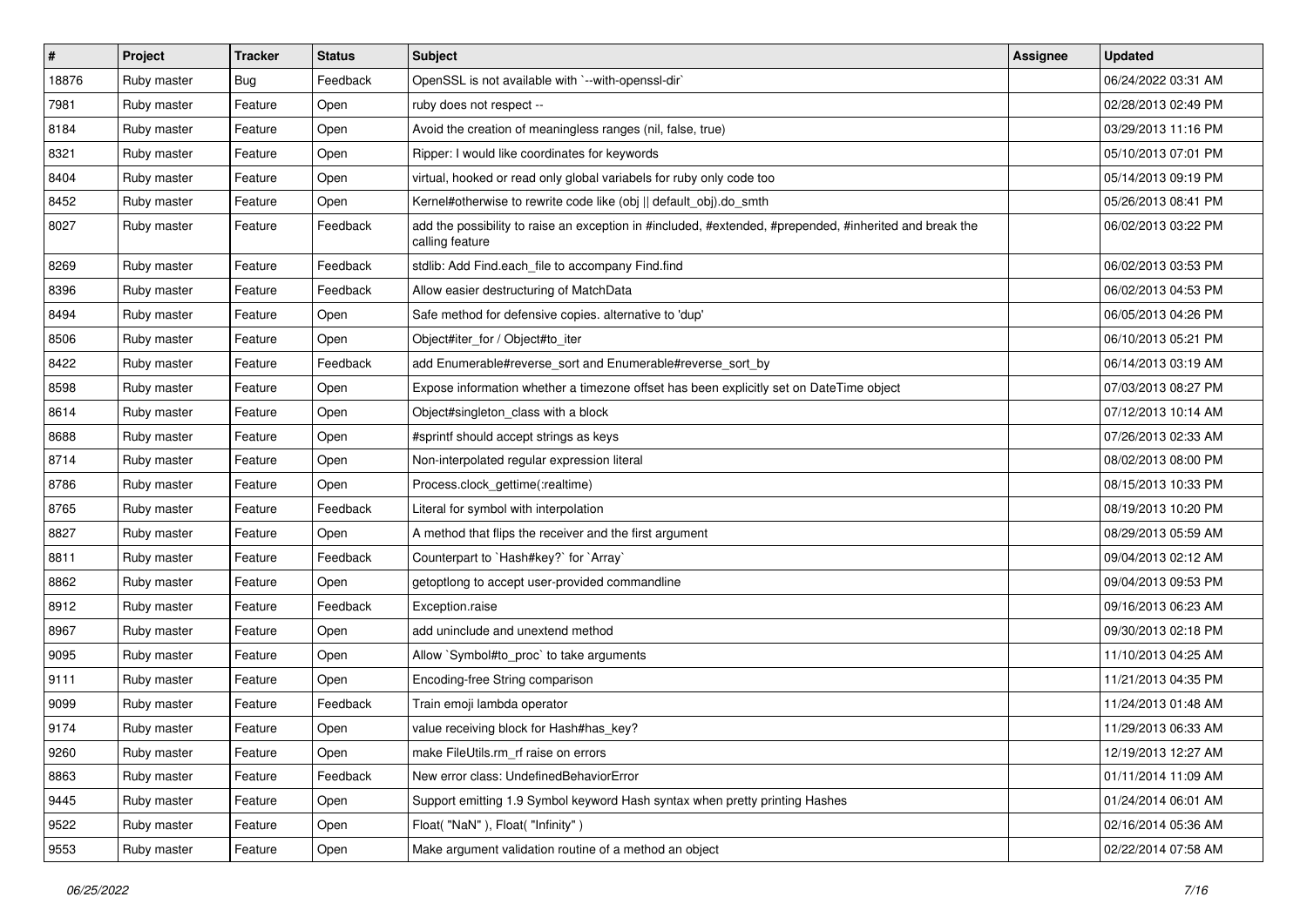| # | Project | Tracker | Status | Subject | Assignee | Updated |
|---|---|---|---|---|---|---|
| 18876 | Ruby master | Bug | Feedback | OpenSSL is not available with `--with-openssl-dir` | | 06/24/2022 03:31 AM |
| 7981 | Ruby master | Feature | Open | ruby does not respect -- | | 02/28/2013 02:49 PM |
| 8184 | Ruby master | Feature | Open | Avoid the creation of meaningless ranges (nil, false, true) | | 03/29/2013 11:16 PM |
| 8321 | Ruby master | Feature | Open | Ripper: I would like coordinates for keywords | | 05/10/2013 07:01 PM |
| 8404 | Ruby master | Feature | Open | virtual, hooked or read only global variabels for ruby only code too | | 05/14/2013 09:19 PM |
| 8452 | Ruby master | Feature | Open | Kernel#otherwise to rewrite code like (obj \|\| default_obj).do_smth | | 05/26/2013 08:41 PM |
| 8027 | Ruby master | Feature | Feedback | add the possibility to raise an exception in #included, #extended, #prepended, #inherited and break the calling feature | | 06/02/2013 03:22 PM |
| 8269 | Ruby master | Feature | Feedback | stdlib: Add Find.each_file to accompany Find.find | | 06/02/2013 03:53 PM |
| 8396 | Ruby master | Feature | Feedback | Allow easier destructuring of MatchData | | 06/02/2013 04:53 PM |
| 8494 | Ruby master | Feature | Open | Safe method for defensive copies. alternative to 'dup' | | 06/05/2013 04:26 PM |
| 8506 | Ruby master | Feature | Open | Object#iter_for / Object#to_iter | | 06/10/2013 05:21 PM |
| 8422 | Ruby master | Feature | Feedback | add Enumerable#reverse_sort and Enumerable#reverse_sort_by | | 06/14/2013 03:19 AM |
| 8598 | Ruby master | Feature | Open | Expose information whether a timezone offset has been explicitly set on DateTime object | | 07/03/2013 08:27 PM |
| 8614 | Ruby master | Feature | Open | Object#singleton_class with a block | | 07/12/2013 10:14 AM |
| 8688 | Ruby master | Feature | Open | #sprintf should accept strings as keys | | 07/26/2013 02:33 AM |
| 8714 | Ruby master | Feature | Open | Non-interpolated regular expression literal | | 08/02/2013 08:00 PM |
| 8786 | Ruby master | Feature | Open | Process.clock_gettime(:realtime) | | 08/15/2013 10:33 PM |
| 8765 | Ruby master | Feature | Feedback | Literal for symbol with interpolation | | 08/19/2013 10:20 PM |
| 8827 | Ruby master | Feature | Open | A method that flips the receiver and the first argument | | 08/29/2013 05:59 AM |
| 8811 | Ruby master | Feature | Feedback | Counterpart to `Hash#key?` for `Array` | | 09/04/2013 02:12 AM |
| 8862 | Ruby master | Feature | Open | getoptlong to accept user-provided commandline | | 09/04/2013 09:53 PM |
| 8912 | Ruby master | Feature | Feedback | Exception.raise | | 09/16/2013 06:23 AM |
| 8967 | Ruby master | Feature | Open | add uninclude and unextend method | | 09/30/2013 02:18 PM |
| 9095 | Ruby master | Feature | Open | Allow `Symbol#to_proc` to take arguments | | 11/10/2013 04:25 AM |
| 9111 | Ruby master | Feature | Open | Encoding-free String comparison | | 11/21/2013 04:35 PM |
| 9099 | Ruby master | Feature | Feedback | Train emoji lambda operator | | 11/24/2013 01:48 AM |
| 9174 | Ruby master | Feature | Open | value receiving block for Hash#has_key? | | 11/29/2013 06:33 AM |
| 9260 | Ruby master | Feature | Open | make FileUtils.rm_rf raise on errors | | 12/19/2013 12:27 AM |
| 8863 | Ruby master | Feature | Feedback | New error class: UndefinedBehaviorError | | 01/11/2014 11:09 AM |
| 9445 | Ruby master | Feature | Open | Support emitting 1.9 Symbol keyword Hash syntax when pretty printing Hashes | | 01/24/2014 06:01 AM |
| 9522 | Ruby master | Feature | Open | Float( "NaN" ), Float( "Infinity" ) | | 02/16/2014 05:36 AM |
| 9553 | Ruby master | Feature | Open | Make argument validation routine of a method an object | | 02/22/2014 07:58 AM |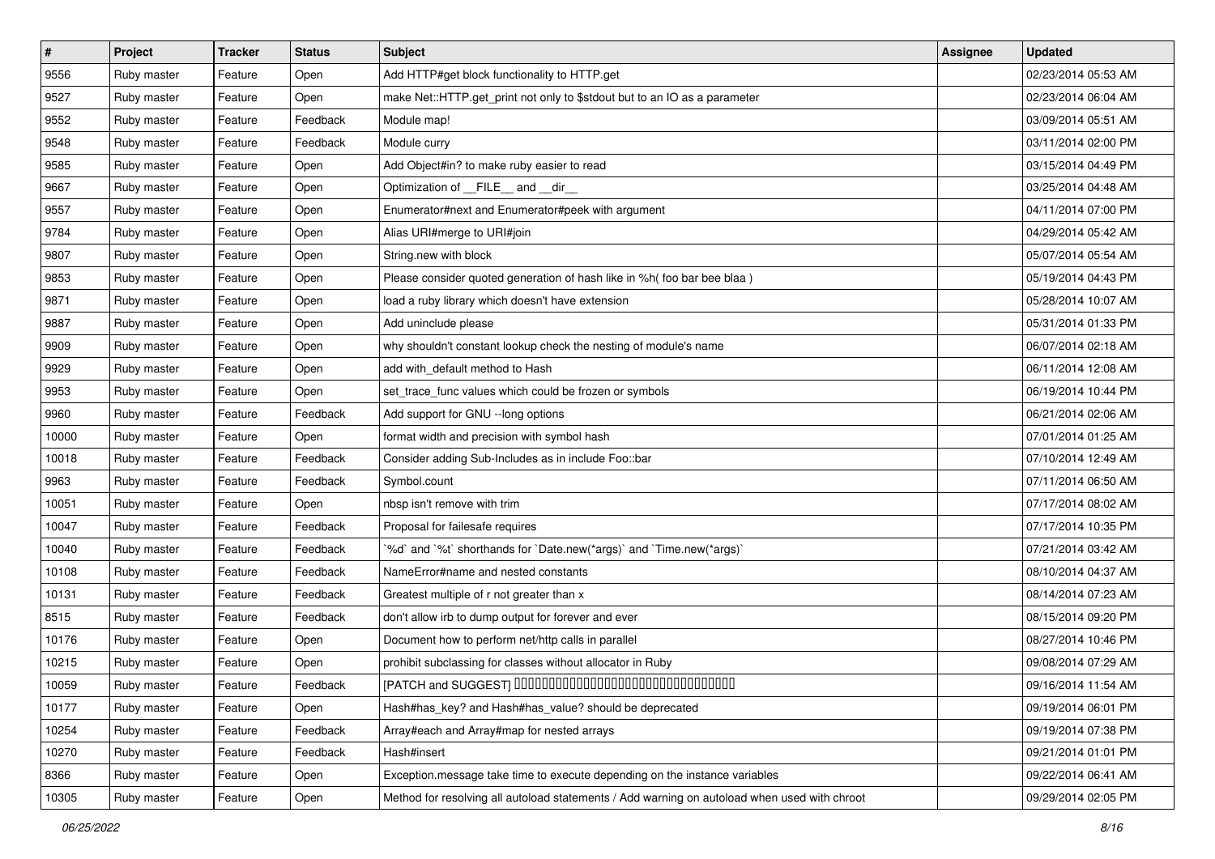| # | Project | Tracker | Status | Subject | Assignee | Updated |
|---|---|---|---|---|---|---|
| 9556 | Ruby master | Feature | Open | Add HTTP#get block functionality to HTTP.get | | 02/23/2014 05:53 AM |
| 9527 | Ruby master | Feature | Open | make Net::HTTP.get_print not only to $stdout but to an IO as a parameter | | 02/23/2014 06:04 AM |
| 9552 | Ruby master | Feature | Feedback | Module map! | | 03/09/2014 05:51 AM |
| 9548 | Ruby master | Feature | Feedback | Module curry | | 03/11/2014 02:00 PM |
| 9585 | Ruby master | Feature | Open | Add Object#in? to make ruby easier to read | | 03/15/2014 04:49 PM |
| 9667 | Ruby master | Feature | Open | Optimization of __FILE__ and __dir__ | | 03/25/2014 04:48 AM |
| 9557 | Ruby master | Feature | Open | Enumerator#next and Enumerator#peek with argument | | 04/11/2014 07:00 PM |
| 9784 | Ruby master | Feature | Open | Alias URI#merge to URI#join | | 04/29/2014 05:42 AM |
| 9807 | Ruby master | Feature | Open | String.new with block | | 05/07/2014 05:54 AM |
| 9853 | Ruby master | Feature | Open | Please consider quoted generation of hash like in %h( foo bar bee blaa ) | | 05/19/2014 04:43 PM |
| 9871 | Ruby master | Feature | Open | load a ruby library which doesn't have extension | | 05/28/2014 10:07 AM |
| 9887 | Ruby master | Feature | Open | Add uninclude please | | 05/31/2014 01:33 PM |
| 9909 | Ruby master | Feature | Open | why shouldn't constant lookup check the nesting of module's name | | 06/07/2014 02:18 AM |
| 9929 | Ruby master | Feature | Open | add with_default method to Hash | | 06/11/2014 12:08 AM |
| 9953 | Ruby master | Feature | Open | set_trace_func values which could be frozen or symbols | | 06/19/2014 10:44 PM |
| 9960 | Ruby master | Feature | Feedback | Add support for GNU --long options | | 06/21/2014 02:06 AM |
| 10000 | Ruby master | Feature | Open | format width and precision with symbol hash | | 07/01/2014 01:25 AM |
| 10018 | Ruby master | Feature | Feedback | Consider adding Sub-Includes as in include Foo::bar | | 07/10/2014 12:49 AM |
| 9963 | Ruby master | Feature | Feedback | Symbol.count | | 07/11/2014 06:50 AM |
| 10051 | Ruby master | Feature | Open | nbsp isn't remove with trim | | 07/17/2014 08:02 AM |
| 10047 | Ruby master | Feature | Feedback | Proposal for failesafe requires | | 07/17/2014 10:35 PM |
| 10040 | Ruby master | Feature | Feedback | `%d` and `%t` shorthands for `Date.new(*args)` and `Time.new(*args)` | | 07/21/2014 03:42 AM |
| 10108 | Ruby master | Feature | Feedback | NameError#name and nested constants | | 08/10/2014 04:37 AM |
| 10131 | Ruby master | Feature | Feedback | Greatest multiple of r not greater than x | | 08/14/2014 07:23 AM |
| 8515 | Ruby master | Feature | Feedback | don't allow irb to dump output for forever and ever | | 08/15/2014 09:20 PM |
| 10176 | Ruby master | Feature | Open | Document how to perform net/http calls in parallel | | 08/27/2014 10:46 PM |
| 10215 | Ruby master | Feature | Open | prohibit subclassing for classes without allocator in Ruby | | 09/08/2014 07:29 AM |
| 10059 | Ruby master | Feature | Feedback | [PATCH and SUGGEST] □□□□□□□□□□□□□□□□□□□□□□□□□□□□□□□□□□□□ | | 09/16/2014 11:54 AM |
| 10177 | Ruby master | Feature | Open | Hash#has_key? and Hash#has_value? should be deprecated | | 09/19/2014 06:01 PM |
| 10254 | Ruby master | Feature | Feedback | Array#each and Array#map for nested arrays | | 09/19/2014 07:38 PM |
| 10270 | Ruby master | Feature | Feedback | Hash#insert | | 09/21/2014 01:01 PM |
| 8366 | Ruby master | Feature | Open | Exception.message take time to execute depending on the instance variables | | 09/22/2014 06:41 AM |
| 10305 | Ruby master | Feature | Open | Method for resolving all autoload statements / Add warning on autoload when used with chroot | | 09/29/2014 02:05 PM |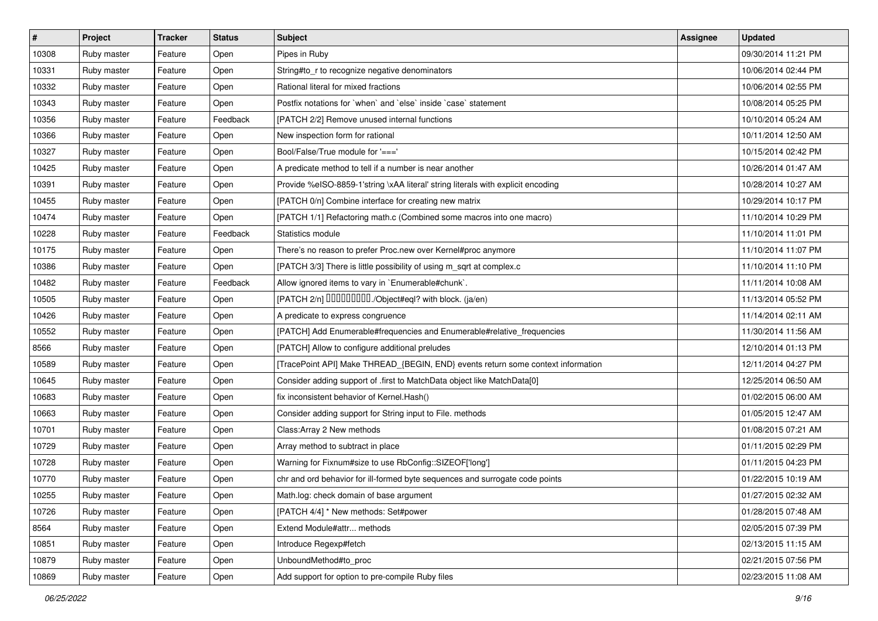| # | Project | Tracker | Status | Subject | Assignee | Updated |
|---|---|---|---|---|---|---|
| 10308 | Ruby master | Feature | Open | Pipes in Ruby | | 09/30/2014 11:21 PM |
| 10331 | Ruby master | Feature | Open | String#to_r to recognize negative denominators | | 10/06/2014 02:44 PM |
| 10332 | Ruby master | Feature | Open | Rational literal for mixed fractions | | 10/06/2014 02:55 PM |
| 10343 | Ruby master | Feature | Open | Postfix notations for `when` and `else` inside `case` statement | | 10/08/2014 05:25 PM |
| 10356 | Ruby master | Feature | Feedback | [PATCH 2/2] Remove unused internal functions | | 10/10/2014 05:24 AM |
| 10366 | Ruby master | Feature | Open | New inspection form for rational | | 10/11/2014 12:50 AM |
| 10327 | Ruby master | Feature | Open | Bool/False/True module for '===' | | 10/15/2014 02:42 PM |
| 10425 | Ruby master | Feature | Open | A predicate method to tell if a number is near another | | 10/26/2014 01:47 AM |
| 10391 | Ruby master | Feature | Open | Provide %eISO-8859-1'string \xAA literal' string literals with explicit encoding | | 10/28/2014 10:27 AM |
| 10455 | Ruby master | Feature | Open | [PATCH 0/n] Combine interface for creating new matrix | | 10/29/2014 10:17 PM |
| 10474 | Ruby master | Feature | Open | [PATCH 1/1] Refactoring math.c (Combined some macros into one macro) | | 11/10/2014 10:29 PM |
| 10228 | Ruby master | Feature | Feedback | Statistics module | | 11/10/2014 11:01 PM |
| 10175 | Ruby master | Feature | Open | There’s no reason to prefer Proc.new over Kernel#proc anymore | | 11/10/2014 11:07 PM |
| 10386 | Ruby master | Feature | Open | [PATCH 3/3] There is little possibility of using m_sqrt at complex.c | | 11/10/2014 11:10 PM |
| 10482 | Ruby master | Feature | Feedback | Allow ignored items to vary in `Enumerable#chunk`. | | 11/11/2014 10:08 AM |
| 10505 | Ruby master | Feature | Open | [PATCH 2/n] □□□□□□□□□./Object#eql? with block. (ja/en) | | 11/13/2014 05:52 PM |
| 10426 | Ruby master | Feature | Open | A predicate to express congruence | | 11/14/2014 02:11 AM |
| 10552 | Ruby master | Feature | Open | [PATCH] Add Enumerable#frequencies and Enumerable#relative_frequencies | | 11/30/2014 11:56 AM |
| 8566 | Ruby master | Feature | Open | [PATCH] Allow to configure additional preludes | | 12/10/2014 01:13 PM |
| 10589 | Ruby master | Feature | Open | [TracePoint API] Make THREAD_{BEGIN, END} events return some context information | | 12/11/2014 04:27 PM |
| 10645 | Ruby master | Feature | Open | Consider adding support of .first to MatchData object like MatchData[0] | | 12/25/2014 06:50 AM |
| 10683 | Ruby master | Feature | Open | fix inconsistent behavior of Kernel.Hash() | | 01/02/2015 06:00 AM |
| 10663 | Ruby master | Feature | Open | Consider adding support for String input to File. methods | | 01/05/2015 12:47 AM |
| 10701 | Ruby master | Feature | Open | Class:Array 2 New methods | | 01/08/2015 07:21 AM |
| 10729 | Ruby master | Feature | Open | Array method to subtract in place | | 01/11/2015 02:29 PM |
| 10728 | Ruby master | Feature | Open | Warning for Fixnum#size to use RbConfig::SIZEOF['long'] | | 01/11/2015 04:23 PM |
| 10770 | Ruby master | Feature | Open | chr and ord behavior for ill-formed byte sequences and surrogate code points | | 01/22/2015 10:19 AM |
| 10255 | Ruby master | Feature | Open | Math.log: check domain of base argument | | 01/27/2015 02:32 AM |
| 10726 | Ruby master | Feature | Open | [PATCH 4/4] * New methods: Set#power | | 01/28/2015 07:48 AM |
| 8564 | Ruby master | Feature | Open | Extend Module#attr... methods | | 02/05/2015 07:39 PM |
| 10851 | Ruby master | Feature | Open | Introduce Regexp#fetch | | 02/13/2015 11:15 AM |
| 10879 | Ruby master | Feature | Open | UnboundMethod#to_proc | | 02/21/2015 07:56 PM |
| 10869 | Ruby master | Feature | Open | Add support for option to pre-compile Ruby files | | 02/23/2015 11:08 AM |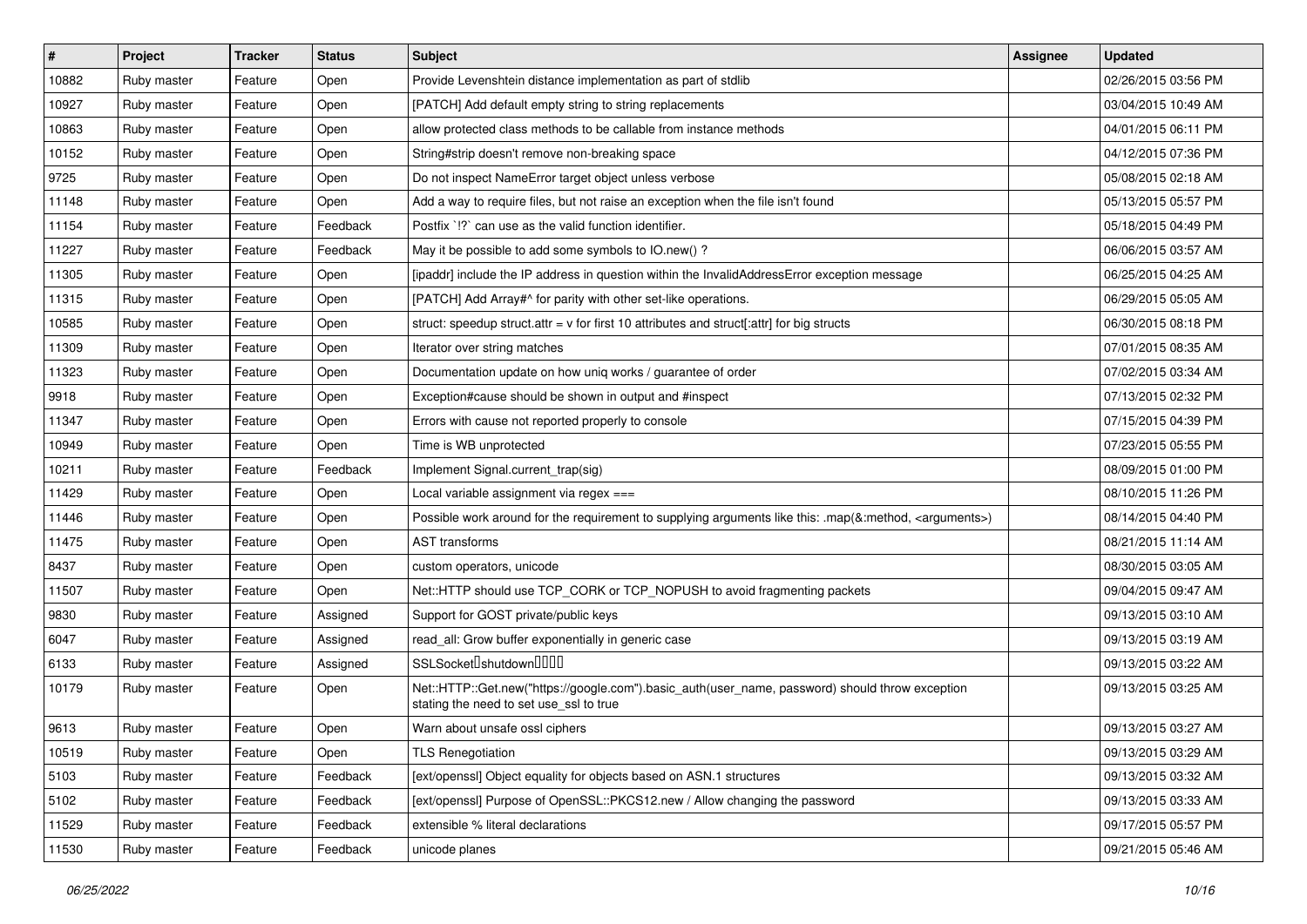| # | Project | Tracker | Status | Subject | Assignee | Updated |
|---|---|---|---|---|---|---|
| 10882 | Ruby master | Feature | Open | Provide Levenshtein distance implementation as part of stdlib | | 02/26/2015 03:56 PM |
| 10927 | Ruby master | Feature | Open | [PATCH] Add default empty string to string replacements | | 03/04/2015 10:49 AM |
| 10863 | Ruby master | Feature | Open | allow protected class methods to be callable from instance methods | | 04/01/2015 06:11 PM |
| 10152 | Ruby master | Feature | Open | String#strip doesn't remove non-breaking space | | 04/12/2015 07:36 PM |
| 9725 | Ruby master | Feature | Open | Do not inspect NameError target object unless verbose | | 05/08/2015 02:18 AM |
| 11148 | Ruby master | Feature | Open | Add a way to require files, but not raise an exception when the file isn't found | | 05/13/2015 05:57 PM |
| 11154 | Ruby master | Feature | Feedback | Postfix `!?` can use as the valid function identifier. | | 05/18/2015 04:49 PM |
| 11227 | Ruby master | Feature | Feedback | May it be possible to add some symbols to IO.new() ? | | 06/06/2015 03:57 AM |
| 11305 | Ruby master | Feature | Open | [ipaddr] include the IP address in question within the InvalidAddressError exception message | | 06/25/2015 04:25 AM |
| 11315 | Ruby master | Feature | Open | [PATCH] Add Array#^ for parity with other set-like operations. | | 06/29/2015 05:05 AM |
| 10585 | Ruby master | Feature | Open | struct: speedup struct.attr = v for first 10 attributes and struct[:attr] for big structs | | 06/30/2015 08:18 PM |
| 11309 | Ruby master | Feature | Open | Iterator over string matches | | 07/01/2015 08:35 AM |
| 11323 | Ruby master | Feature | Open | Documentation update on how uniq works / guarantee of order | | 07/02/2015 03:34 AM |
| 9918 | Ruby master | Feature | Open | Exception#cause should be shown in output and #inspect | | 07/13/2015 02:32 PM |
| 11347 | Ruby master | Feature | Open | Errors with cause not reported properly to console | | 07/15/2015 04:39 PM |
| 10949 | Ruby master | Feature | Open | Time is WB unprotected | | 07/23/2015 05:55 PM |
| 10211 | Ruby master | Feature | Feedback | Implement Signal.current_trap(sig) | | 08/09/2015 01:00 PM |
| 11429 | Ruby master | Feature | Open | Local variable assignment via regex === | | 08/10/2015 11:26 PM |
| 11446 | Ruby master | Feature | Open | Possible work around for the requirement to supplying arguments like this: .map(&:method, <arguments>) | | 08/14/2015 04:40 PM |
| 11475 | Ruby master | Feature | Open | AST transforms | | 08/21/2015 11:14 AM |
| 8437 | Ruby master | Feature | Open | custom operators, unicode | | 08/30/2015 03:05 AM |
| 11507 | Ruby master | Feature | Open | Net::HTTP should use TCP_CORK or TCP_NOPUSH to avoid fragmenting packets | | 09/04/2015 09:47 AM |
| 9830 | Ruby master | Feature | Assigned | Support for GOST private/public keys | | 09/13/2015 03:10 AM |
| 6047 | Ruby master | Feature | Assigned | read_all: Grow buffer exponentially in generic case | | 09/13/2015 03:19 AM |
| 6133 | Ruby master | Feature | Assigned | SSLSocket�shutdown���� | | 09/13/2015 03:22 AM |
| 10179 | Ruby master | Feature | Open | Net::HTTP::Get.new("https://google.com").basic_auth(user_name, password) should throw exception stating the need to set use_ssl to true | | 09/13/2015 03:25 AM |
| 9613 | Ruby master | Feature | Open | Warn about unsafe ossl ciphers | | 09/13/2015 03:27 AM |
| 10519 | Ruby master | Feature | Open | TLS Renegotiation | | 09/13/2015 03:29 AM |
| 5103 | Ruby master | Feature | Feedback | [ext/openssl] Object equality for objects based on ASN.1 structures | | 09/13/2015 03:32 AM |
| 5102 | Ruby master | Feature | Feedback | [ext/openssl] Purpose of OpenSSL::PKCS12.new / Allow changing the password | | 09/13/2015 03:33 AM |
| 11529 | Ruby master | Feature | Feedback | extensible % literal declarations | | 09/17/2015 05:57 PM |
| 11530 | Ruby master | Feature | Feedback | unicode planes | | 09/21/2015 05:46 AM |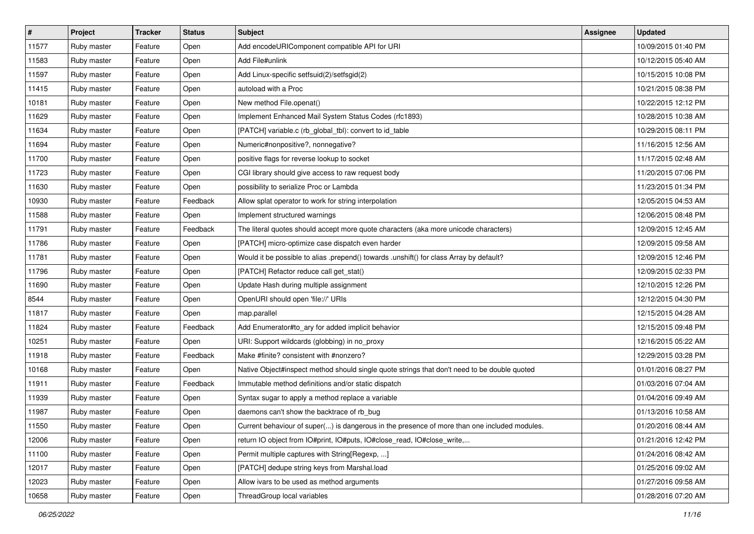| # | Project | Tracker | Status | Subject | Assignee | Updated |
| --- | --- | --- | --- | --- | --- | --- |
| 11577 | Ruby master | Feature | Open | Add encodeURIComponent compatible API for URI | | 10/09/2015 01:40 PM |
| 11583 | Ruby master | Feature | Open | Add File#unlink | | 10/12/2015 05:40 AM |
| 11597 | Ruby master | Feature | Open | Add Linux-specific setfsuid(2)/setfsgid(2) | | 10/15/2015 10:08 PM |
| 11415 | Ruby master | Feature | Open | autoload with a Proc | | 10/21/2015 08:38 PM |
| 10181 | Ruby master | Feature | Open | New method File.openat() | | 10/22/2015 12:12 PM |
| 11629 | Ruby master | Feature | Open | Implement Enhanced Mail System Status Codes (rfc1893) | | 10/28/2015 10:38 AM |
| 11634 | Ruby master | Feature | Open | [PATCH] variable.c (rb_global_tbl): convert to id_table | | 10/29/2015 08:11 PM |
| 11694 | Ruby master | Feature | Open | Numeric#nonpositive?, nonnegative? | | 11/16/2015 12:56 AM |
| 11700 | Ruby master | Feature | Open | positive flags for reverse lookup to socket | | 11/17/2015 02:48 AM |
| 11723 | Ruby master | Feature | Open | CGI library should give access to raw request body | | 11/20/2015 07:06 PM |
| 11630 | Ruby master | Feature | Open | possibility to serialize Proc or Lambda | | 11/23/2015 01:34 PM |
| 10930 | Ruby master | Feature | Feedback | Allow splat operator to work for string interpolation | | 12/05/2015 04:53 AM |
| 11588 | Ruby master | Feature | Open | Implement structured warnings | | 12/06/2015 08:48 PM |
| 11791 | Ruby master | Feature | Feedback | The literal quotes should accept more quote characters (aka more unicode characters) | | 12/09/2015 12:45 AM |
| 11786 | Ruby master | Feature | Open | [PATCH] micro-optimize case dispatch even harder | | 12/09/2015 09:58 AM |
| 11781 | Ruby master | Feature | Open | Would it be possible to alias .prepend() towards .unshift() for class Array by default? | | 12/09/2015 12:46 PM |
| 11796 | Ruby master | Feature | Open | [PATCH] Refactor reduce call get_stat() | | 12/09/2015 02:33 PM |
| 11690 | Ruby master | Feature | Open | Update Hash during multiple assignment | | 12/10/2015 12:26 PM |
| 8544 | Ruby master | Feature | Open | OpenURI should open 'file://' URIs | | 12/12/2015 04:30 PM |
| 11817 | Ruby master | Feature | Open | map.parallel | | 12/15/2015 04:28 AM |
| 11824 | Ruby master | Feature | Feedback | Add Enumerator#to_ary for added implicit behavior | | 12/15/2015 09:48 PM |
| 10251 | Ruby master | Feature | Open | URI: Support wildcards (globbing) in no_proxy | | 12/16/2015 05:22 AM |
| 11918 | Ruby master | Feature | Feedback | Make #finite? consistent with #nonzero? | | 12/29/2015 03:28 PM |
| 10168 | Ruby master | Feature | Open | Native Object#inspect method should single quote strings that don't need to be double quoted | | 01/01/2016 08:27 PM |
| 11911 | Ruby master | Feature | Feedback | Immutable method definitions and/or static dispatch | | 01/03/2016 07:04 AM |
| 11939 | Ruby master | Feature | Open | Syntax sugar to apply a method replace a variable | | 01/04/2016 09:49 AM |
| 11987 | Ruby master | Feature | Open | daemons can't show the backtrace of rb_bug | | 01/13/2016 10:58 AM |
| 11550 | Ruby master | Feature | Open | Current behaviour of super(...) is dangerous in the presence of more than one included modules. | | 01/20/2016 08:44 AM |
| 12006 | Ruby master | Feature | Open | return IO object from IO#print, IO#puts, IO#close_read, IO#close_write,... | | 01/21/2016 12:42 PM |
| 11100 | Ruby master | Feature | Open | Permit multiple captures with String[Regexp, ...] | | 01/24/2016 08:42 AM |
| 12017 | Ruby master | Feature | Open | [PATCH] dedupe string keys from Marshal.load | | 01/25/2016 09:02 AM |
| 12023 | Ruby master | Feature | Open | Allow ivars to be used as method arguments | | 01/27/2016 09:58 AM |
| 10658 | Ruby master | Feature | Open | ThreadGroup local variables | | 01/28/2016 07:20 AM |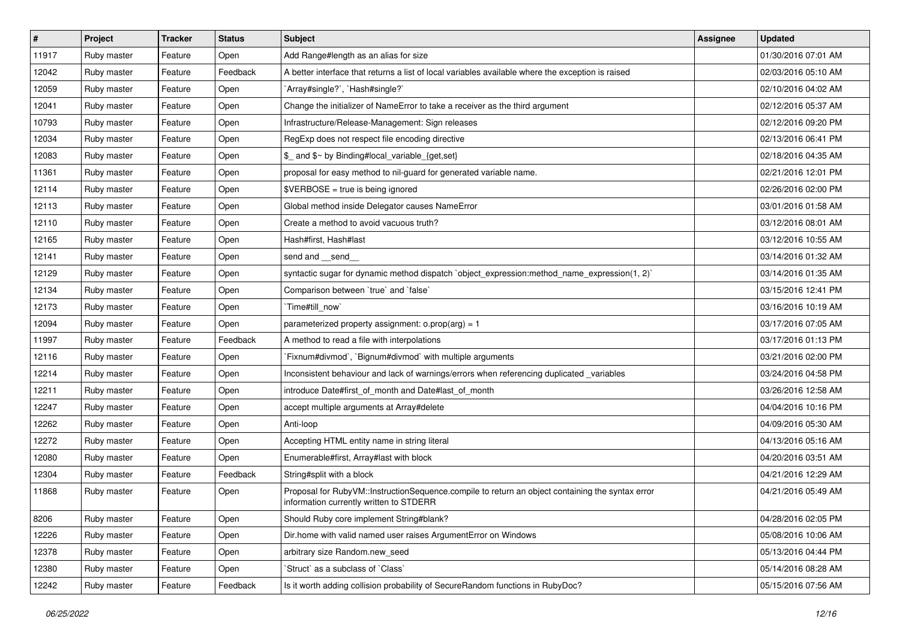| # | Project | Tracker | Status | Subject | Assignee | Updated |
|---|---|---|---|---|---|---|
| 11917 | Ruby master | Feature | Open | Add Range#length as an alias for size | | 01/30/2016 07:01 AM |
| 12042 | Ruby master | Feature | Feedback | A better interface that returns a list of local variables available where the exception is raised | | 02/03/2016 05:10 AM |
| 12059 | Ruby master | Feature | Open | `Array#single?`, `Hash#single?` | | 02/10/2016 04:02 AM |
| 12041 | Ruby master | Feature | Open | Change the initializer of NameError to take a receiver as the third argument | | 02/12/2016 05:37 AM |
| 10793 | Ruby master | Feature | Open | Infrastructure/Release-Management: Sign releases | | 02/12/2016 09:20 PM |
| 12034 | Ruby master | Feature | Open | RegExp does not respect file encoding directive | | 02/13/2016 06:41 PM |
| 12083 | Ruby master | Feature | Open | $_ and $~ by Binding#local_variable_{get,set} | | 02/18/2016 04:35 AM |
| 11361 | Ruby master | Feature | Open | proposal for easy method to nil-guard for generated variable name. | | 02/21/2016 12:01 PM |
| 12114 | Ruby master | Feature | Open | $VERBOSE = true is being ignored | | 02/26/2016 02:00 PM |
| 12113 | Ruby master | Feature | Open | Global method inside Delegator causes NameError | | 03/01/2016 01:58 AM |
| 12110 | Ruby master | Feature | Open | Create a method to avoid vacuous truth? | | 03/12/2016 08:01 AM |
| 12165 | Ruby master | Feature | Open | Hash#first, Hash#last | | 03/12/2016 10:55 AM |
| 12141 | Ruby master | Feature | Open | send and __send__ | | 03/14/2016 01:32 AM |
| 12129 | Ruby master | Feature | Open | syntactic sugar for dynamic method dispatch `object_expression:method_name_expression(1, 2)` | | 03/14/2016 01:35 AM |
| 12134 | Ruby master | Feature | Open | Comparison between `true` and `false` | | 03/15/2016 12:41 PM |
| 12173 | Ruby master | Feature | Open | `Time#till_now` | | 03/16/2016 10:19 AM |
| 12094 | Ruby master | Feature | Open | parameterized property assignment: o.prop(arg) = 1 | | 03/17/2016 07:05 AM |
| 11997 | Ruby master | Feature | Feedback | A method to read a file with interpolations | | 03/17/2016 01:13 PM |
| 12116 | Ruby master | Feature | Open | `Fixnum#divmod`, `Bignum#divmod` with multiple arguments | | 03/21/2016 02:00 PM |
| 12214 | Ruby master | Feature | Open | Inconsistent behaviour and lack of warnings/errors when referencing duplicated _variables | | 03/24/2016 04:58 PM |
| 12211 | Ruby master | Feature | Open | introduce Date#first_of_month and Date#last_of_month | | 03/26/2016 12:58 AM |
| 12247 | Ruby master | Feature | Open | accept multiple arguments at Array#delete | | 04/04/2016 10:16 PM |
| 12262 | Ruby master | Feature | Open | Anti-loop | | 04/09/2016 05:30 AM |
| 12272 | Ruby master | Feature | Open | Accepting HTML entity name in string literal | | 04/13/2016 05:16 AM |
| 12080 | Ruby master | Feature | Open | Enumerable#first, Array#last with block | | 04/20/2016 03:51 AM |
| 12304 | Ruby master | Feature | Feedback | String#split with a block | | 04/21/2016 12:29 AM |
| 11868 | Ruby master | Feature | Open | Proposal for RubyVM::InstructionSequence.compile to return an object containing the syntax error information currently written to STDERR | | 04/21/2016 05:49 AM |
| 8206 | Ruby master | Feature | Open | Should Ruby core implement String#blank? | | 04/28/2016 02:05 PM |
| 12226 | Ruby master | Feature | Open | Dir.home with valid named user raises ArgumentError on Windows | | 05/08/2016 10:06 AM |
| 12378 | Ruby master | Feature | Open | arbitrary size Random.new_seed | | 05/13/2016 04:44 PM |
| 12380 | Ruby master | Feature | Open | `Struct` as a subclass of `Class` | | 05/14/2016 08:28 AM |
| 12242 | Ruby master | Feature | Feedback | Is it worth adding collision probability of SecureRandom functions in RubyDoc? | | 05/15/2016 07:56 AM |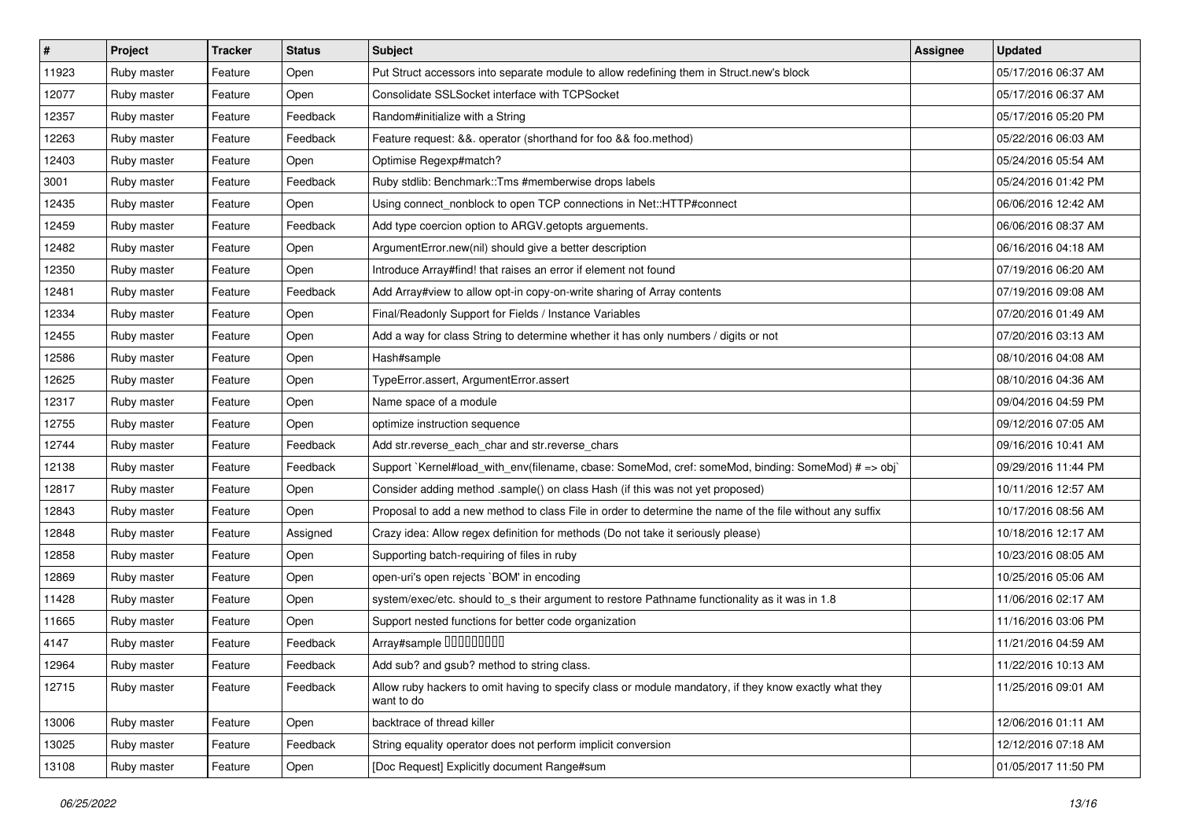| # | Project | Tracker | Status | Subject | Assignee | Updated |
|---|---|---|---|---|---|---|
| 11923 | Ruby master | Feature | Open | Put Struct accessors into separate module to allow redefining them in Struct.new's block | | 05/17/2016 06:37 AM |
| 12077 | Ruby master | Feature | Open | Consolidate SSLSocket interface with TCPSocket | | 05/17/2016 06:37 AM |
| 12357 | Ruby master | Feature | Feedback | Random#initialize with a String | | 05/17/2016 05:20 PM |
| 12263 | Ruby master | Feature | Feedback | Feature request: &&. operator (shorthand for foo && foo.method) | | 05/22/2016 06:03 AM |
| 12403 | Ruby master | Feature | Open | Optimise Regexp#match? | | 05/24/2016 05:54 AM |
| 3001 | Ruby master | Feature | Feedback | Ruby stdlib: Benchmark::Tms #memberwise drops labels | | 05/24/2016 01:42 PM |
| 12435 | Ruby master | Feature | Open | Using connect_nonblock to open TCP connections in Net::HTTP#connect | | 06/06/2016 12:42 AM |
| 12459 | Ruby master | Feature | Feedback | Add type coercion option to ARGV.getopts arguements. | | 06/06/2016 08:37 AM |
| 12482 | Ruby master | Feature | Open | ArgumentError.new(nil) should give a better description | | 06/16/2016 04:18 AM |
| 12350 | Ruby master | Feature | Open | Introduce Array#find! that raises an error if element not found | | 07/19/2016 06:20 AM |
| 12481 | Ruby master | Feature | Feedback | Add Array#view to allow opt-in copy-on-write sharing of Array contents | | 07/19/2016 09:08 AM |
| 12334 | Ruby master | Feature | Open | Final/Readonly Support for Fields / Instance Variables | | 07/20/2016 01:49 AM |
| 12455 | Ruby master | Feature | Open | Add a way for class String to determine whether it has only numbers / digits or not | | 07/20/2016 03:13 AM |
| 12586 | Ruby master | Feature | Open | Hash#sample | | 08/10/2016 04:08 AM |
| 12625 | Ruby master | Feature | Open | TypeError.assert, ArgumentError.assert | | 08/10/2016 04:36 AM |
| 12317 | Ruby master | Feature | Open | Name space of a module | | 09/04/2016 04:59 PM |
| 12755 | Ruby master | Feature | Open | optimize instruction sequence | | 09/12/2016 07:05 AM |
| 12744 | Ruby master | Feature | Feedback | Add str.reverse_each_char and str.reverse_chars | | 09/16/2016 10:41 AM |
| 12138 | Ruby master | Feature | Feedback | Support `Kernel#load_with_env(filename, cbase: SomeMod, cref: someMod, binding: SomeMod) # => obj` | | 09/29/2016 11:44 PM |
| 12817 | Ruby master | Feature | Open | Consider adding method .sample() on class Hash (if this was not yet proposed) | | 10/11/2016 12:57 AM |
| 12843 | Ruby master | Feature | Open | Proposal to add a new method to class File in order to determine the name of the file without any suffix | | 10/17/2016 08:56 AM |
| 12848 | Ruby master | Feature | Assigned | Crazy idea: Allow regex definition for methods (Do not take it seriously please) | | 10/18/2016 12:17 AM |
| 12858 | Ruby master | Feature | Open | Supporting batch-requiring of files in ruby | | 10/23/2016 08:05 AM |
| 12869 | Ruby master | Feature | Open | open-uri's open rejects `BOM' in encoding | | 10/25/2016 05:06 AM |
| 11428 | Ruby master | Feature | Open | system/exec/etc. should to_s their argument to restore Pathname functionality as it was in 1.8 | | 11/06/2016 02:17 AM |
| 11665 | Ruby master | Feature | Open | Support nested functions for better code organization | | 11/16/2016 03:06 PM |
| 4147 | Ruby master | Feature | Feedback | Array#sample □□□□□□□□□ | | 11/21/2016 04:59 AM |
| 12964 | Ruby master | Feature | Feedback | Add sub? and gsub? method to string class. | | 11/22/2016 10:13 AM |
| 12715 | Ruby master | Feature | Feedback | Allow ruby hackers to omit having to specify class or module mandatory, if they know exactly what they want to do | | 11/25/2016 09:01 AM |
| 13006 | Ruby master | Feature | Open | backtrace of thread killer | | 12/06/2016 01:11 AM |
| 13025 | Ruby master | Feature | Feedback | String equality operator does not perform implicit conversion | | 12/12/2016 07:18 AM |
| 13108 | Ruby master | Feature | Open | [Doc Request] Explicitly document Range#sum | | 01/05/2017 11:50 PM |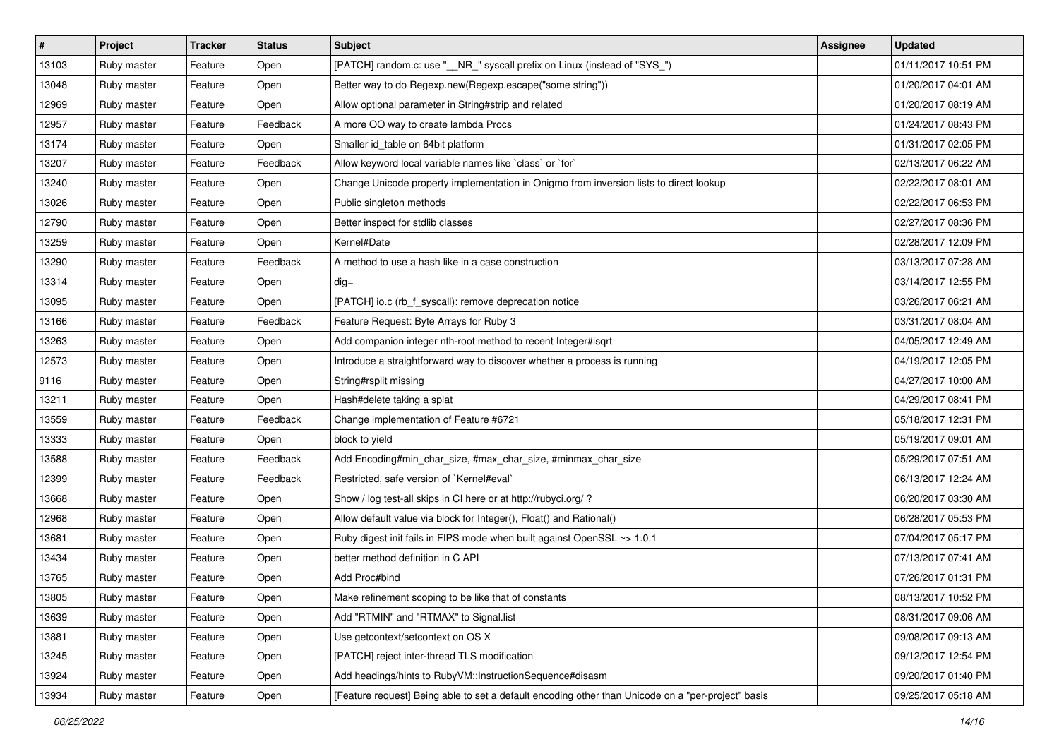| # | Project | Tracker | Status | Subject | Assignee | Updated |
|---|---|---|---|---|---|---|
| 13103 | Ruby master | Feature | Open | [PATCH] random.c: use "__NR_" syscall prefix on Linux (instead of "SYS_") | | 01/11/2017 10:51 PM |
| 13048 | Ruby master | Feature | Open | Better way to do Regexp.new(Regexp.escape("some string")) | | 01/20/2017 04:01 AM |
| 12969 | Ruby master | Feature | Open | Allow optional parameter in String#strip and related | | 01/20/2017 08:19 AM |
| 12957 | Ruby master | Feature | Feedback | A more OO way to create lambda Procs | | 01/24/2017 08:43 PM |
| 13174 | Ruby master | Feature | Open | Smaller id_table on 64bit platform | | 01/31/2017 02:05 PM |
| 13207 | Ruby master | Feature | Feedback | Allow keyword local variable names like `class` or `for` | | 02/13/2017 06:22 AM |
| 13240 | Ruby master | Feature | Open | Change Unicode property implementation in Onigmo from inversion lists to direct lookup | | 02/22/2017 08:01 AM |
| 13026 | Ruby master | Feature | Open | Public singleton methods | | 02/22/2017 06:53 PM |
| 12790 | Ruby master | Feature | Open | Better inspect for stdlib classes | | 02/27/2017 08:36 PM |
| 13259 | Ruby master | Feature | Open | Kernel#Date | | 02/28/2017 12:09 PM |
| 13290 | Ruby master | Feature | Feedback | A method to use a hash like in a case construction | | 03/13/2017 07:28 AM |
| 13314 | Ruby master | Feature | Open | dig= | | 03/14/2017 12:55 PM |
| 13095 | Ruby master | Feature | Open | [PATCH] io.c (rb_f_syscall): remove deprecation notice | | 03/26/2017 06:21 AM |
| 13166 | Ruby master | Feature | Feedback | Feature Request: Byte Arrays for Ruby 3 | | 03/31/2017 08:04 AM |
| 13263 | Ruby master | Feature | Open | Add companion integer nth-root method to recent Integer#isqrt | | 04/05/2017 12:49 AM |
| 12573 | Ruby master | Feature | Open | Introduce a straightforward way to discover whether a process is running | | 04/19/2017 12:05 PM |
| 9116 | Ruby master | Feature | Open | String#rsplit missing | | 04/27/2017 10:00 AM |
| 13211 | Ruby master | Feature | Open | Hash#delete taking a splat | | 04/29/2017 08:41 PM |
| 13559 | Ruby master | Feature | Feedback | Change implementation of Feature #6721 | | 05/18/2017 12:31 PM |
| 13333 | Ruby master | Feature | Open | block to yield | | 05/19/2017 09:01 AM |
| 13588 | Ruby master | Feature | Feedback | Add Encoding#min_char_size, #max_char_size, #minmax_char_size | | 05/29/2017 07:51 AM |
| 12399 | Ruby master | Feature | Feedback | Restricted, safe version of `Kernel#eval` | | 06/13/2017 12:24 AM |
| 13668 | Ruby master | Feature | Open | Show / log test-all skips in CI here or at http://rubyci.org/ ? | | 06/20/2017 03:30 AM |
| 12968 | Ruby master | Feature | Open | Allow default value via block for Integer(), Float() and Rational() | | 06/28/2017 05:53 PM |
| 13681 | Ruby master | Feature | Open | Ruby digest init fails in FIPS mode when built against OpenSSL ~> 1.0.1 | | 07/04/2017 05:17 PM |
| 13434 | Ruby master | Feature | Open | better method definition in C API | | 07/13/2017 07:41 AM |
| 13765 | Ruby master | Feature | Open | Add Proc#bind | | 07/26/2017 01:31 PM |
| 13805 | Ruby master | Feature | Open | Make refinement scoping to be like that of constants | | 08/13/2017 10:52 PM |
| 13639 | Ruby master | Feature | Open | Add "RTMIN" and "RTMAX" to Signal.list | | 08/31/2017 09:06 AM |
| 13881 | Ruby master | Feature | Open | Use getcontext/setcontext on OS X | | 09/08/2017 09:13 AM |
| 13245 | Ruby master | Feature | Open | [PATCH] reject inter-thread TLS modification | | 09/12/2017 12:54 PM |
| 13924 | Ruby master | Feature | Open | Add headings/hints to RubyVM::InstructionSequence#disasm | | 09/20/2017 01:40 PM |
| 13934 | Ruby master | Feature | Open | [Feature request] Being able to set a default encoding other than Unicode on a "per-project" basis | | 09/25/2017 05:18 AM |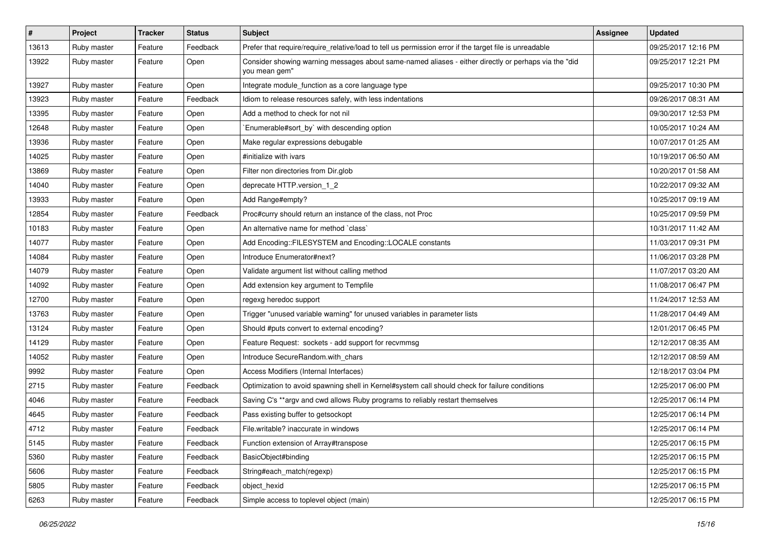| # | Project | Tracker | Status | Subject | Assignee | Updated |
|---|---|---|---|---|---|---|
| 13613 | Ruby master | Feature | Feedback | Prefer that require/require_relative/load to tell us permission error if the target file is unreadable | | 09/25/2017 12:16 PM |
| 13922 | Ruby master | Feature | Open | Consider showing warning messages about same-named aliases - either directly or perhaps via the "did you mean gem" | | 09/25/2017 12:21 PM |
| 13927 | Ruby master | Feature | Open | Integrate module_function as a core language type | | 09/25/2017 10:30 PM |
| 13923 | Ruby master | Feature | Feedback | Idiom to release resources safely, with less indentations | | 09/26/2017 08:31 AM |
| 13395 | Ruby master | Feature | Open | Add a method to check for not nil | | 09/30/2017 12:53 PM |
| 12648 | Ruby master | Feature | Open | `Enumerable#sort_by` with descending option | | 10/05/2017 10:24 AM |
| 13936 | Ruby master | Feature | Open | Make regular expressions debugable | | 10/07/2017 01:25 AM |
| 14025 | Ruby master | Feature | Open | #initialize with ivars | | 10/19/2017 06:50 AM |
| 13869 | Ruby master | Feature | Open | Filter non directories from Dir.glob | | 10/20/2017 01:58 AM |
| 14040 | Ruby master | Feature | Open | deprecate HTTP.version_1_2 | | 10/22/2017 09:32 AM |
| 13933 | Ruby master | Feature | Open | Add Range#empty? | | 10/25/2017 09:19 AM |
| 12854 | Ruby master | Feature | Feedback | Proc#curry should return an instance of the class, not Proc | | 10/25/2017 09:59 PM |
| 10183 | Ruby master | Feature | Open | An alternative name for method `class` | | 10/31/2017 11:42 AM |
| 14077 | Ruby master | Feature | Open | Add Encoding::FILESYSTEM and Encoding::LOCALE constants | | 11/03/2017 09:31 PM |
| 14084 | Ruby master | Feature | Open | Introduce Enumerator#next? | | 11/06/2017 03:28 PM |
| 14079 | Ruby master | Feature | Open | Validate argument list without calling method | | 11/07/2017 03:20 AM |
| 14092 | Ruby master | Feature | Open | Add extension key argument to Tempfile | | 11/08/2017 06:47 PM |
| 12700 | Ruby master | Feature | Open | regexg heredoc support | | 11/24/2017 12:53 AM |
| 13763 | Ruby master | Feature | Open | Trigger "unused variable warning" for unused variables in parameter lists | | 11/28/2017 04:49 AM |
| 13124 | Ruby master | Feature | Open | Should #puts convert to external encoding? | | 12/01/2017 06:45 PM |
| 14129 | Ruby master | Feature | Open | Feature Request: sockets - add support for recvmmsg | | 12/12/2017 08:35 AM |
| 14052 | Ruby master | Feature | Open | Introduce SecureRandom.with_chars | | 12/12/2017 08:59 AM |
| 9992 | Ruby master | Feature | Open | Access Modifiers (Internal Interfaces) | | 12/18/2017 03:04 PM |
| 2715 | Ruby master | Feature | Feedback | Optimization to avoid spawning shell in Kernel#system call should check for failure conditions | | 12/25/2017 06:00 PM |
| 4046 | Ruby master | Feature | Feedback | Saving C's **argv and cwd allows Ruby programs to reliably restart themselves | | 12/25/2017 06:14 PM |
| 4645 | Ruby master | Feature | Feedback | Pass existing buffer to getsockopt | | 12/25/2017 06:14 PM |
| 4712 | Ruby master | Feature | Feedback | File.writable? inaccurate in windows | | 12/25/2017 06:14 PM |
| 5145 | Ruby master | Feature | Feedback | Function extension of Array#transpose | | 12/25/2017 06:15 PM |
| 5360 | Ruby master | Feature | Feedback | BasicObject#binding | | 12/25/2017 06:15 PM |
| 5606 | Ruby master | Feature | Feedback | String#each_match(regexp) | | 12/25/2017 06:15 PM |
| 5805 | Ruby master | Feature | Feedback | object_hexid | | 12/25/2017 06:15 PM |
| 6263 | Ruby master | Feature | Feedback | Simple access to toplevel object (main) | | 12/25/2017 06:15 PM |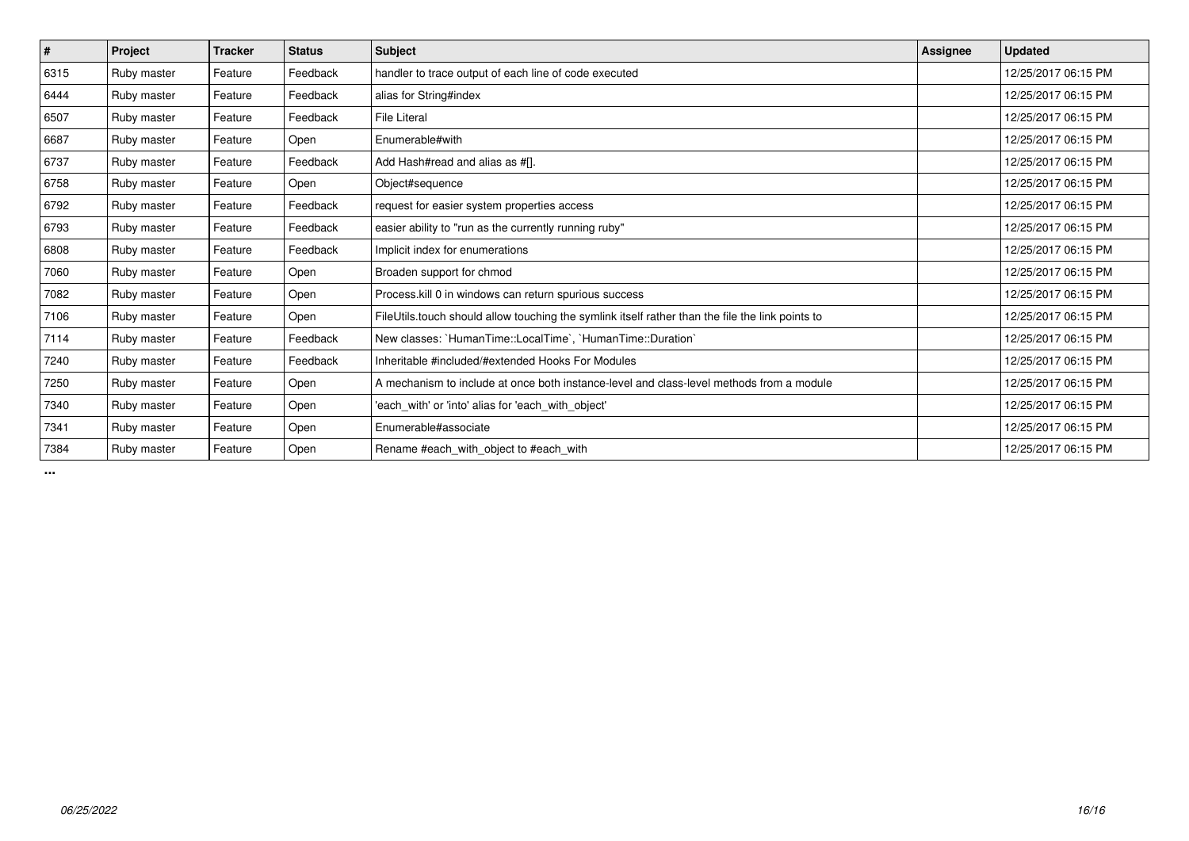| # | Project | Tracker | Status | Subject | Assignee | Updated |
|---|---|---|---|---|---|---|
| 6315 | Ruby master | Feature | Feedback | handler to trace output of each line of code executed | | 12/25/2017 06:15 PM |
| 6444 | Ruby master | Feature | Feedback | alias for String#index | | 12/25/2017 06:15 PM |
| 6507 | Ruby master | Feature | Feedback | File Literal | | 12/25/2017 06:15 PM |
| 6687 | Ruby master | Feature | Open | Enumerable#with | | 12/25/2017 06:15 PM |
| 6737 | Ruby master | Feature | Feedback | Add Hash#read and alias as #[]. | | 12/25/2017 06:15 PM |
| 6758 | Ruby master | Feature | Open | Object#sequence | | 12/25/2017 06:15 PM |
| 6792 | Ruby master | Feature | Feedback | request for easier system properties access | | 12/25/2017 06:15 PM |
| 6793 | Ruby master | Feature | Feedback | easier ability to "run as the currently running ruby" | | 12/25/2017 06:15 PM |
| 6808 | Ruby master | Feature | Feedback | Implicit index for enumerations | | 12/25/2017 06:15 PM |
| 7060 | Ruby master | Feature | Open | Broaden support for chmod | | 12/25/2017 06:15 PM |
| 7082 | Ruby master | Feature | Open | Process.kill 0 in windows can return spurious success | | 12/25/2017 06:15 PM |
| 7106 | Ruby master | Feature | Open | FileUtils.touch should allow touching the symlink itself rather than the file the link points to | | 12/25/2017 06:15 PM |
| 7114 | Ruby master | Feature | Feedback | New classes: `HumanTime::LocalTime`, `HumanTime::Duration` | | 12/25/2017 06:15 PM |
| 7240 | Ruby master | Feature | Feedback | Inheritable #included/#extended Hooks For Modules | | 12/25/2017 06:15 PM |
| 7250 | Ruby master | Feature | Open | A mechanism to include at once both instance-level and class-level methods from a module | | 12/25/2017 06:15 PM |
| 7340 | Ruby master | Feature | Open | 'each_with' or 'into' alias for 'each_with_object' | | 12/25/2017 06:15 PM |
| 7341 | Ruby master | Feature | Open | Enumerable#associate | | 12/25/2017 06:15 PM |
| 7384 | Ruby master | Feature | Open | Rename #each_with_object to #each_with | | 12/25/2017 06:15 PM |

...